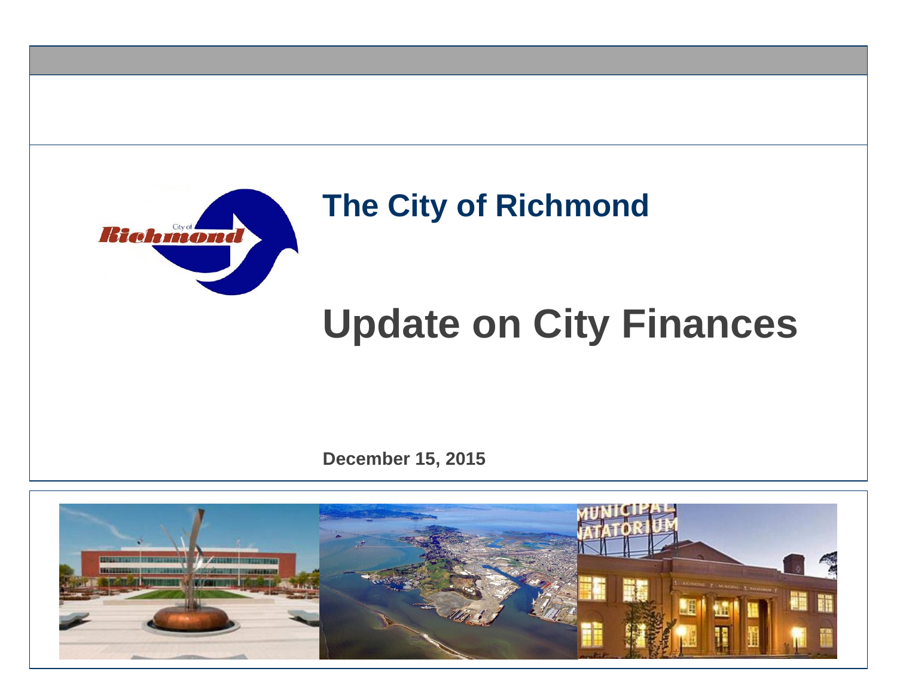# The City of Richmond

# Update on City Finances

**December 15, 2015**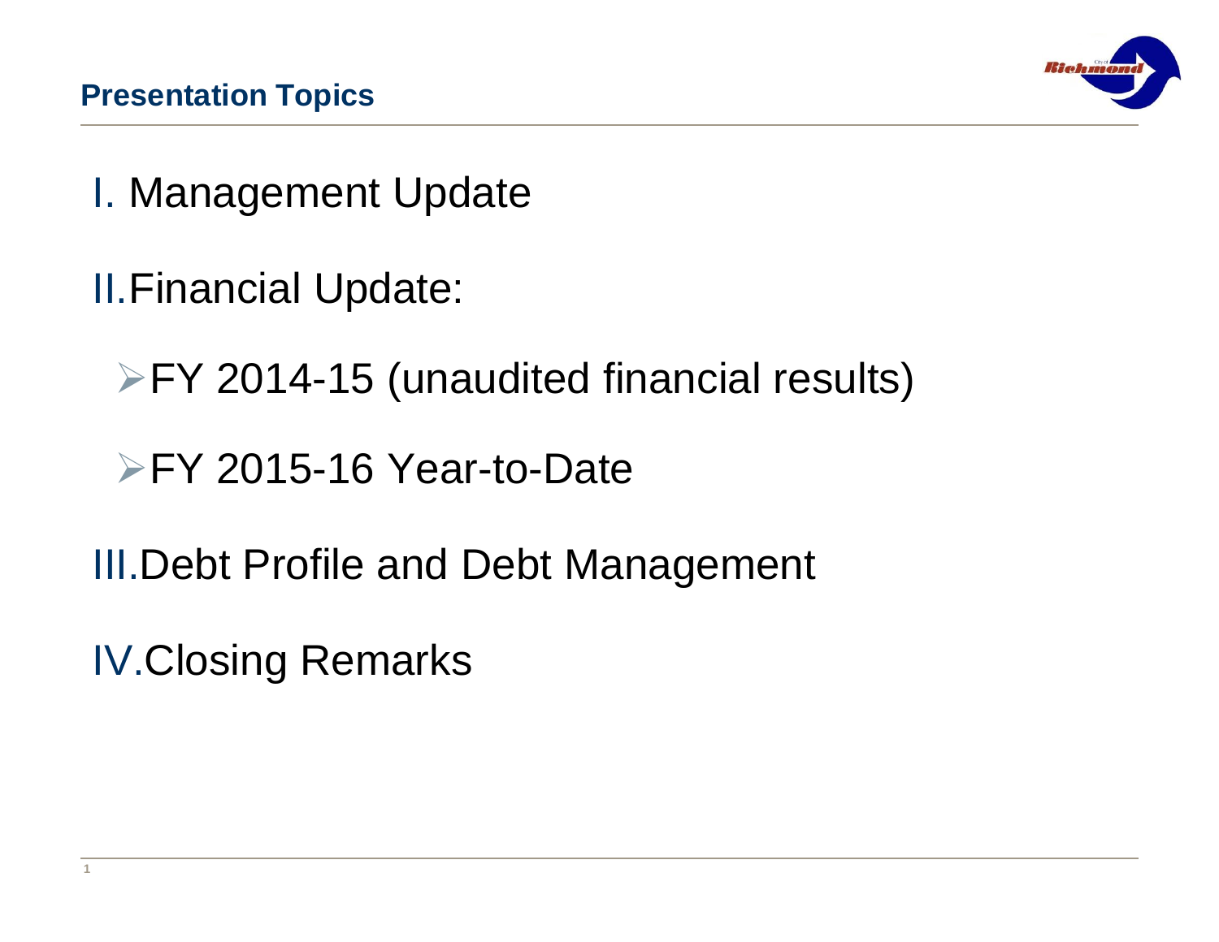## Presentation Topics

I. Management Update

II. Financial Update:

- FY 2014-15 (unaudited financial results)
- FY 2015-16 Year-to-Date

III. Debt Profile and Debt Management

IV. Closing Remarks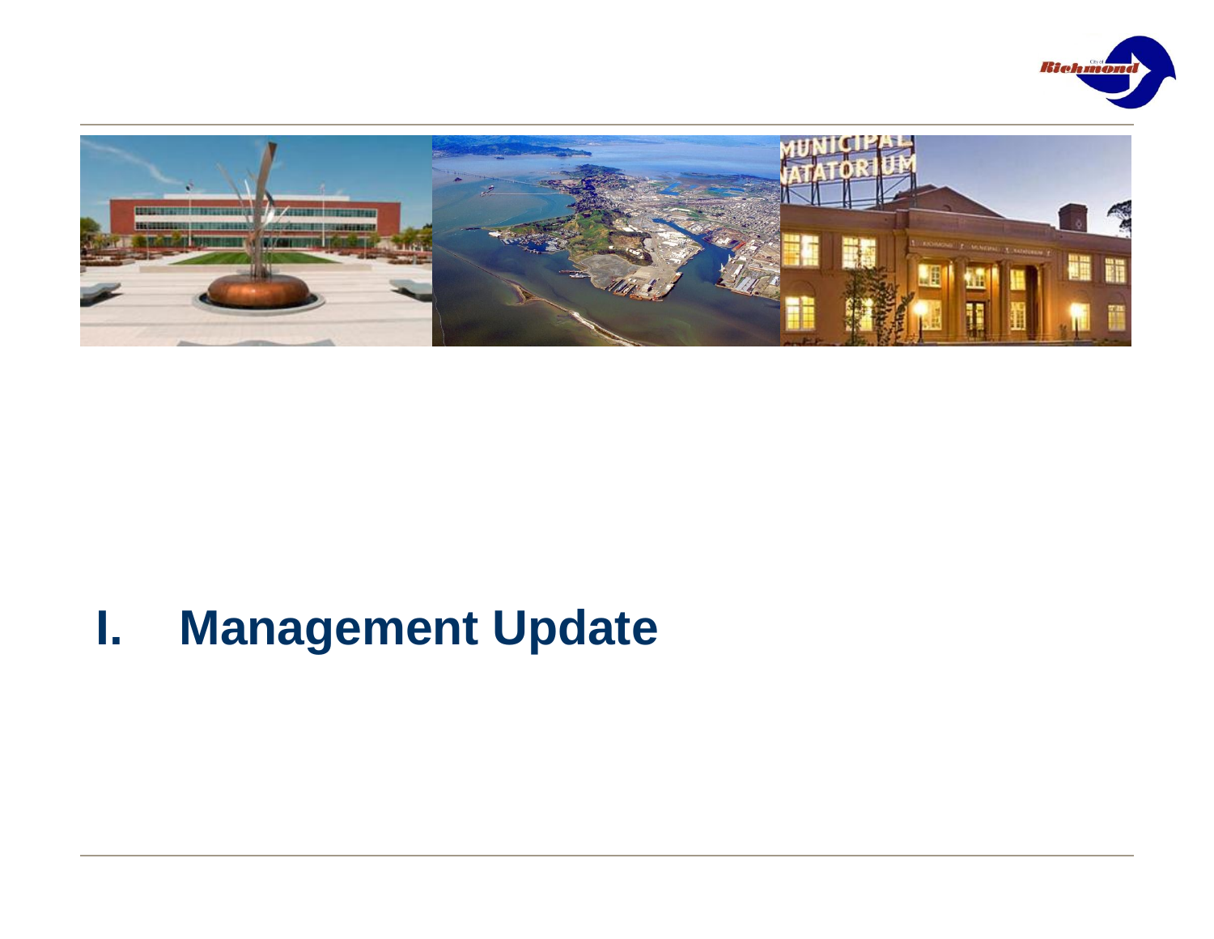# I. Management Update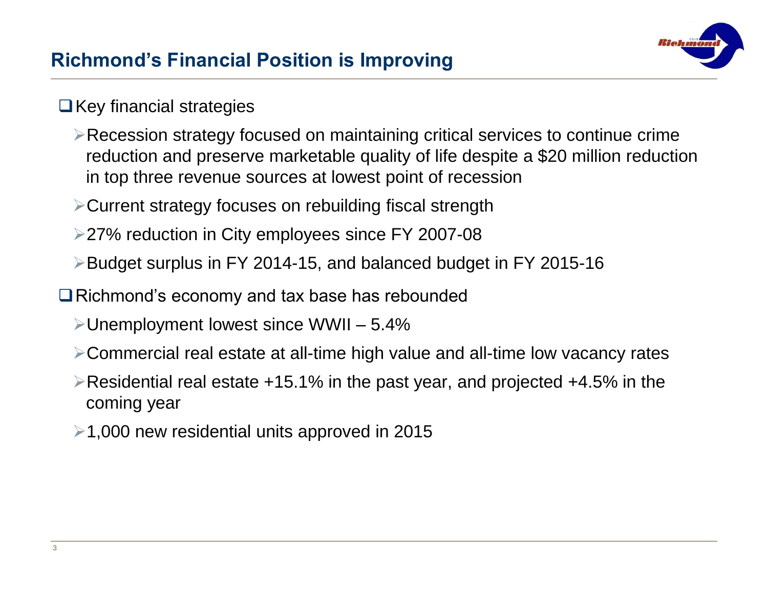## Richmond's Financial Position is Improving

- Key financial strategies
  - Recession strategy focused on maintaining critical services to continue crime reduction and preserve marketable quality of life despite a $20 million reduction in top three revenue sources at lowest point of recession
  - Current strategy focuses on rebuilding fiscal strength
  - 27% reduction in City employees since FY 2007-08
  - Budget surplus in FY 2014-15, and balanced budget in FY 2015-16
- Richmond's economy and tax base has rebounded
  - Unemployment lowest since WWII – 5.4%
  - Commercial real estate at all-time high value and all-time low vacancy rates
  - Residential real estate +15.1% in the past year, and projected +4.5% in the coming year
  - 1,000 new residential units approved in 2015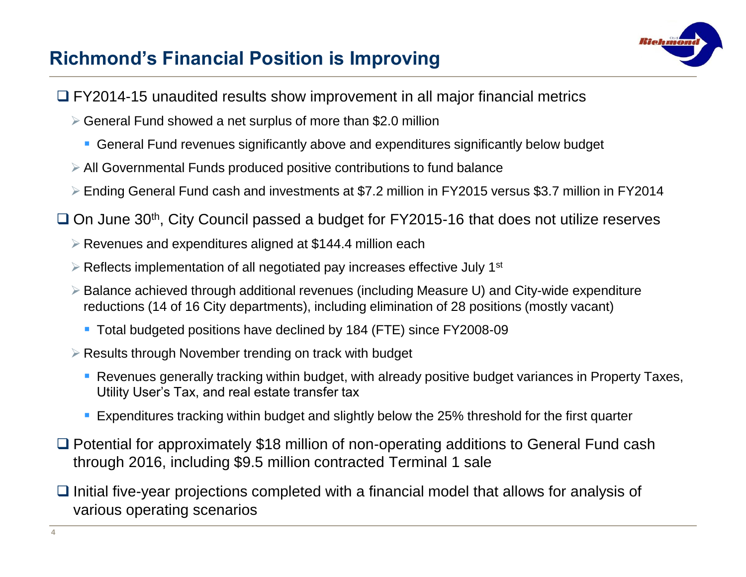# Richmond's Financial Position is Improving

- FY2014-15 unaudited results show improvement in all major financial metrics
  - General Fund showed a net surplus of more than $2.0 million
    - General Fund revenues significantly above and expenditures significantly below budget
  - All Governmental Funds produced positive contributions to fund balance
  - Ending General Fund cash and investments at $7.2 million in FY2015 versus $3.7 million in FY2014
- On June 30th, City Council passed a budget for FY2015-16 that does not utilize reserves
  - Revenues and expenditures aligned at $144.4 million each
  - Reflects implementation of all negotiated pay increases effective July 1st
  - Balance achieved through additional revenues (including Measure U) and City-wide expenditure reductions (14 of 16 City departments), including elimination of 28 positions (mostly vacant)
    - Total budgeted positions have declined by 184 (FTE) since FY2008-09
  - Results through November trending on track with budget
    - Revenues generally tracking within budget, with already positive budget variances in Property Taxes, Utility User's Tax, and real estate transfer tax
    - Expenditures tracking within budget and slightly below the 25% threshold for the first quarter
- Potential for approximately $18 million of non-operating additions to General Fund cash through 2016, including $9.5 million contracted Terminal 1 sale
- Initial five-year projections completed with a financial model that allows for analysis of various operating scenarios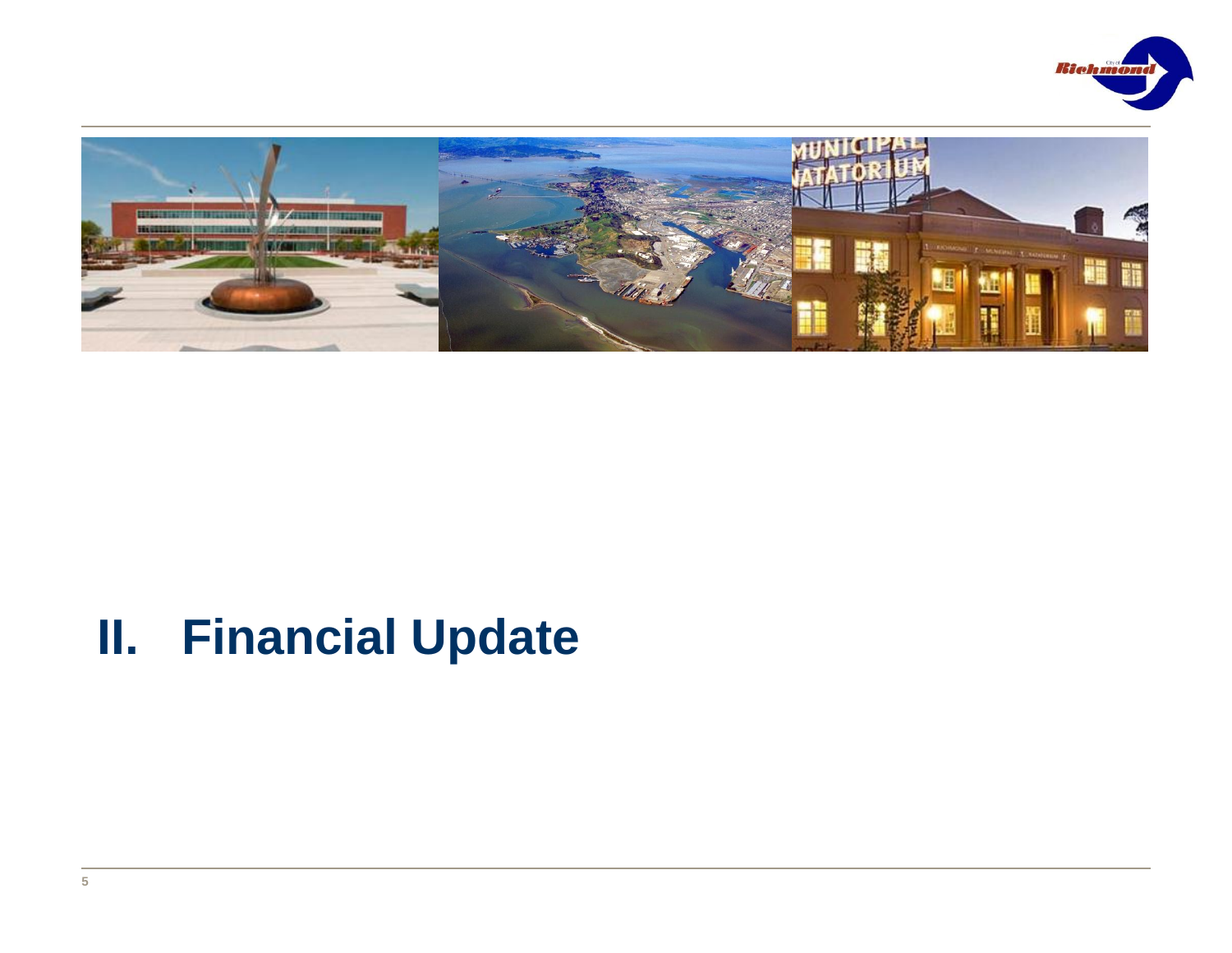# II. Financial Update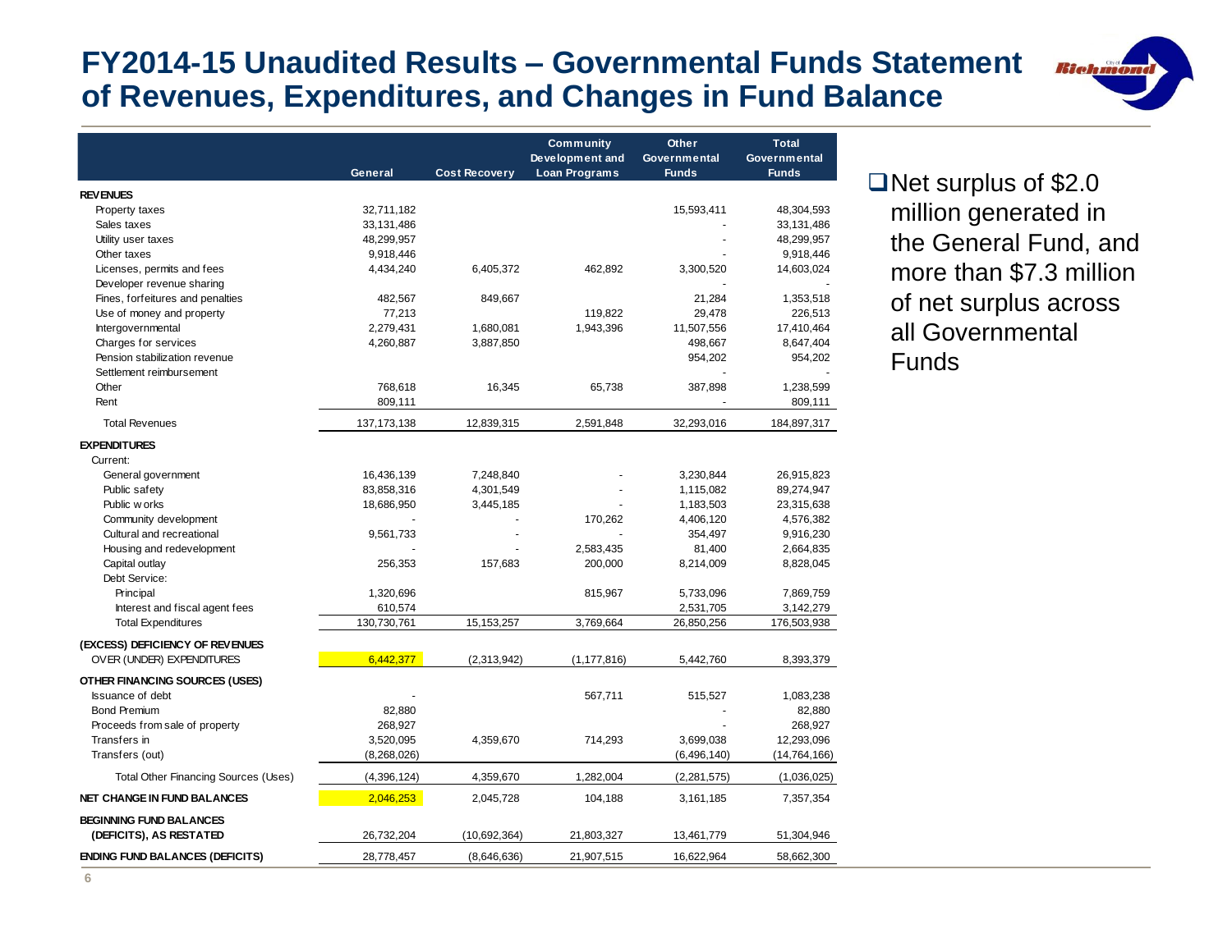# FY2014-15 Unaudited Results – Governmental Funds Statement of Revenues, Expenditures, and Changes in Fund Balance

| | General | Cost Recovery | Community Development and Loan Programs | Other Governmental Funds | Total Governmental Funds |
|---|---|---|---|---|---|
| **REVENUES** | | | | | |
| Property taxes | 32,711,182 | | | 15,593,411 | 48,304,593 |
| Sales taxes | 33,131,486 | | | - | 33,131,486 |
| Utility user taxes | 48,299,957 | | | - | 48,299,957 |
| Other taxes | 9,918,446 | | | - | 9,918,446 |
| Licenses, permits and fees | 4,434,240 | 6,405,372 | 462,892 | 3,300,520 | 14,603,024 |
| Developer revenue sharing | | | | - | - |
| Fines, forfeitures and penalties | 482,567 | 849,667 | | 21,284 | 1,353,518 |
| Use of money and property | 77,213 | | 119,822 | 29,478 | 226,513 |
| Intergovernmental | 2,279,431 | 1,680,081 | 1,943,396 | 11,507,556 | 17,410,464 |
| Charges for services | 4,260,887 | 3,887,850 | | 498,667 | 8,647,404 |
| Pension stabilization revenue | | | | 954,202 | 954,202 |
| Settlement reimbursement | | | | - | - |
| Other | 768,618 | 16,345 | 65,738 | 387,898 | 1,238,599 |
| Rent | 809,111 | | | - | 809,111 |
| Total Revenues | 137,173,138 | 12,839,315 | 2,591,848 | 32,293,016 | 184,897,317 |
| **EXPENDITURES** | | | | | |
| Current: | | | | | |
| General government | 16,436,139 | 7,248,840 | - | 3,230,844 | 26,915,823 |
| Public safety | 83,858,316 | 4,301,549 | - | 1,115,082 | 89,274,947 |
| Public works | 18,686,950 | 3,445,185 | - | 1,183,503 | 23,315,638 |
| Community development | - | - | 170,262 | 4,406,120 | 4,576,382 |
| Cultural and recreational | 9,561,733 | - | - | 354,497 | 9,916,230 |
| Housing and redevelopment | - | - | 2,583,435 | 81,400 | 2,664,835 |
| Capital outlay | 256,353 | 157,683 | 200,000 | 8,214,009 | 8,828,045 |
| Debt Service: | | | | | |
| Principal | 1,320,696 | | 815,967 | 5,733,096 | 7,869,759 |
| Interest and fiscal agent fees | 610,574 | | | 2,531,705 | 3,142,279 |
| Total Expenditures | 130,730,761 | 15,153,257 | 3,769,664 | 26,850,256 | 176,503,938 |
| **(EXCESS) DEFICIENCY OF REVENUES OVER (UNDER) EXPENDITURES** | 6,442,377 | (2,313,942) | (1,177,816) | 5,442,760 | 8,393,379 |
| **OTHER FINANCING SOURCES (USES)** | | | | | |
| Issuance of debt | - | | 567,711 | 515,527 | 1,083,238 |
| Bond Premium | 82,880 | | | - | 82,880 |
| Proceeds from sale of property | 268,927 | | | - | 268,927 |
| Transfers in | 3,520,095 | 4,359,670 | 714,293 | 3,699,038 | 12,293,096 |
| Transfers (out) | (8,268,026) | | | (6,496,140) | (14,764,166) |
| Total Other Financing Sources (Uses) | (4,396,124) | 4,359,670 | 1,282,004 | (2,281,575) | (1,036,025) |
| **NET CHANGE IN FUND BALANCES** | 2,046,253 | 2,045,728 | 104,188 | 3,161,185 | 7,357,354 |
| **BEGINNING FUND BALANCES (DEFICITS), AS RESTATED** | 26,732,204 | (10,692,364) | 21,803,327 | 13,461,779 | 51,304,946 |
| **ENDING FUND BALANCES (DEFICITS)** | 28,778,457 | (8,646,636) | 21,907,515 | 16,622,964 | 58,662,300 |

- Net surplus of $2.0 million generated in the General Fund, and more than $7.3 million of net surplus across all Governmental Funds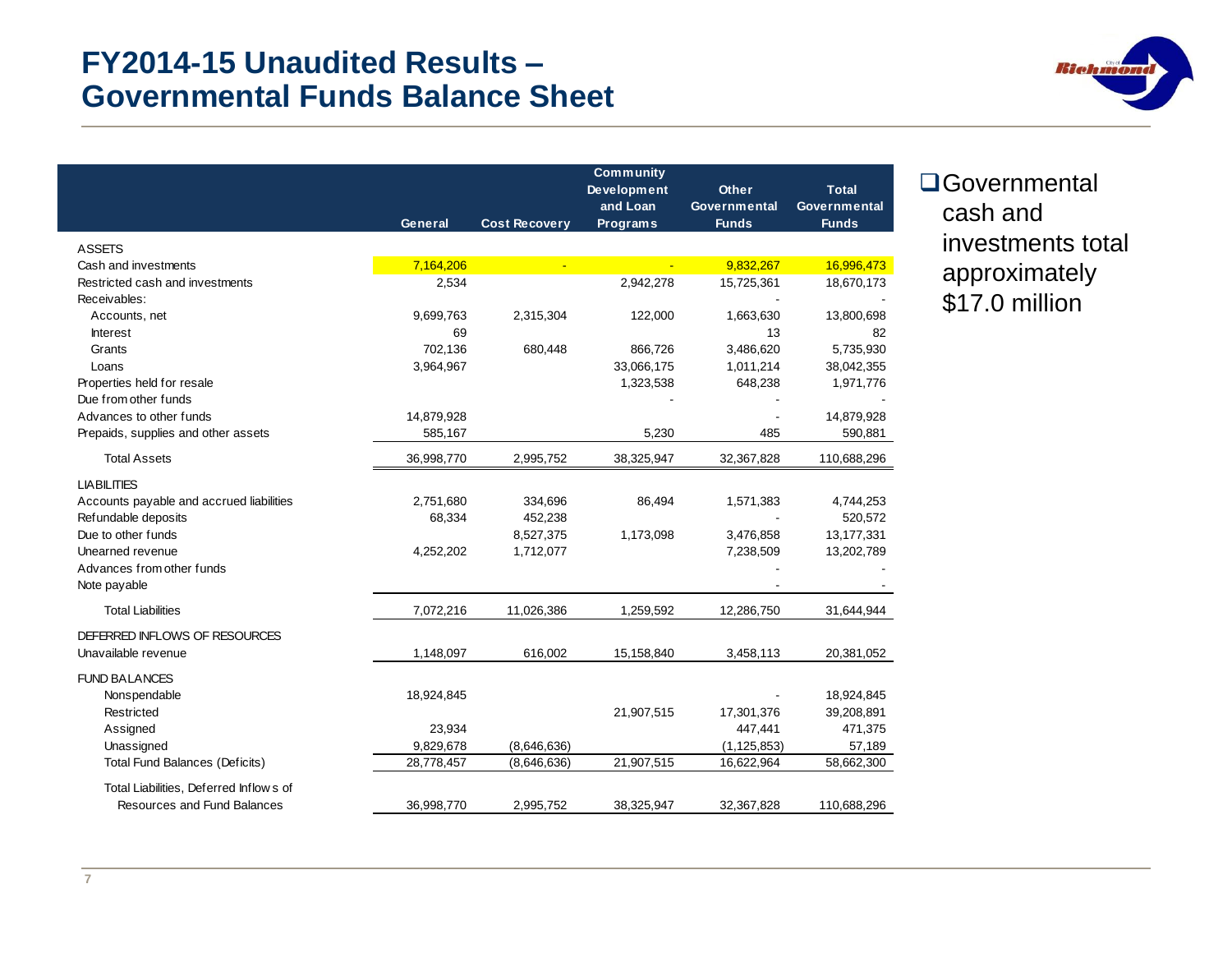# FY2014-15 Unaudited Results – Governmental Funds Balance Sheet

| | General | Cost Recovery | Community Development and Loan Programs | Other Governmental Funds | Total Governmental Funds |
|---|---|---|---|---|---|
| ASSETS | | | | | |
| Cash and investments | 7,164,206 | - | - | 9,832,267 | 16,996,473 |
| Restricted cash and investments | 2,534 | | 2,942,278 | 15,725,361 | 18,670,173 |
| Receivables: | | | | - | - |
| Accounts, net | 9,699,763 | 2,315,304 | 122,000 | 1,663,630 | 13,800,698 |
| Interest | 69 | | | 13 | 82 |
| Grants | 702,136 | 680,448 | 866,726 | 3,486,620 | 5,735,930 |
| Loans | 3,964,967 | | 33,066,175 | 1,011,214 | 38,042,355 |
| Properties held for resale | | | 1,323,538 | 648,238 | 1,971,776 |
| Due from other funds | | | - | - | - |
| Advances to other funds | 14,879,928 | | | - | 14,879,928 |
| Prepaids, supplies and other assets | 585,167 | | 5,230 | 485 | 590,881 |
| Total Assets | 36,998,770 | 2,995,752 | 38,325,947 | 32,367,828 | 110,688,296 |
| LIABILITIES | | | | | |
| Accounts payable and accrued liabilities | 2,751,680 | 334,696 | 86,494 | 1,571,383 | 4,744,253 |
| Refundable deposits | 68,334 | 452,238 | | - | 520,572 |
| Due to other funds | | 8,527,375 | 1,173,098 | 3,476,858 | 13,177,331 |
| Unearned revenue | 4,252,202 | 1,712,077 | | 7,238,509 | 13,202,789 |
| Advances from other funds | | | | - | - |
| Note payable | | | | - | - |
| Total Liabilities | 7,072,216 | 11,026,386 | 1,259,592 | 12,286,750 | 31,644,944 |
| DEFERRED INFLOWS OF RESOURCES | | | | | |
| Unavailable revenue | 1,148,097 | 616,002 | 15,158,840 | 3,458,113 | 20,381,052 |
| FUND BALANCES | | | | | |
| Nonspendable | 18,924,845 | | | - | 18,924,845 |
| Restricted | | | 21,907,515 | 17,301,376 | 39,208,891 |
| Assigned | 23,934 | | | 447,441 | 471,375 |
| Unassigned | 9,829,678 | (8,646,636) | | (1,125,853) | 57,189 |
| Total Fund Balances (Deficits) | 28,778,457 | (8,646,636) | 21,907,515 | 16,622,964 | 58,662,300 |
| Total Liabilities, Deferred Inflows of Resources and Fund Balances | 36,998,770 | 2,995,752 | 38,325,947 | 32,367,828 | 110,688,296 |

- Governmental cash and investments total approximately $17.0 million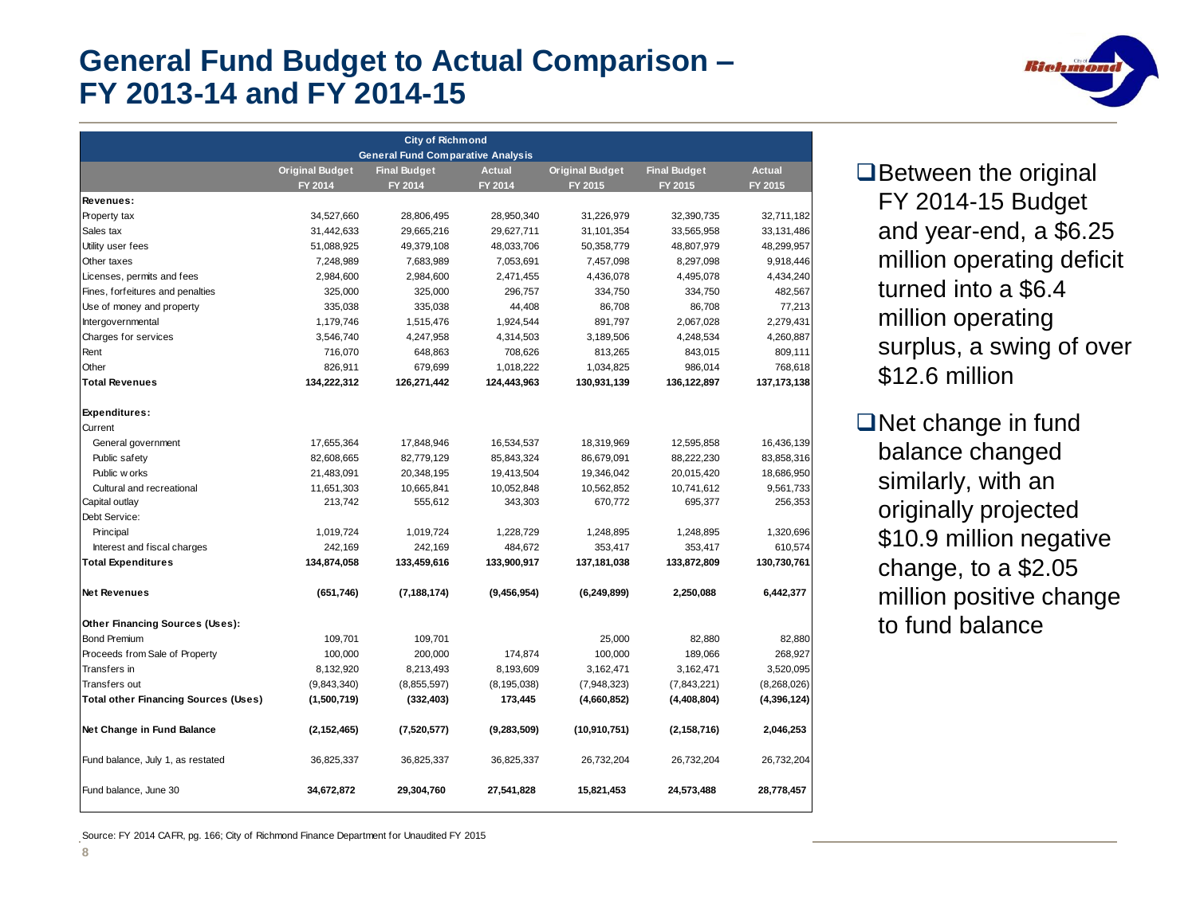# General Fund Budget to Actual Comparison – FY 2013-14 and FY 2014-15

| City of Richmond General Fund Comparative Analysis | Original Budget FY 2014 | Final Budget FY 2014 | Actual FY 2014 | Original Budget FY 2015 | Final Budget FY 2015 | Actual FY 2015 |
|---|---|---|---|---|---|---|
| **Revenues:** | | | | | | |
| Property tax | 34,527,660 | 28,806,495 | 28,950,340 | 31,226,979 | 32,390,735 | 32,711,182 |
| Sales tax | 31,442,633 | 29,665,216 | 29,627,711 | 31,101,354 | 33,565,958 | 33,131,486 |
| Utility user fees | 51,088,925 | 49,379,108 | 48,033,706 | 50,358,779 | 48,807,979 | 48,299,957 |
| Other taxes | 7,248,989 | 7,683,989 | 7,053,691 | 7,457,098 | 8,297,098 | 9,918,446 |
| Licenses, permits and fees | 2,984,600 | 2,984,600 | 2,471,455 | 4,436,078 | 4,495,078 | 4,434,240 |
| Fines, forfeitures and penalties | 325,000 | 325,000 | 296,757 | 334,750 | 334,750 | 482,567 |
| Use of money and property | 335,038 | 335,038 | 44,408 | 86,708 | 86,708 | 77,213 |
| Intergovernmental | 1,179,746 | 1,515,476 | 1,924,544 | 891,797 | 2,067,028 | 2,279,431 |
| Charges for services | 3,546,740 | 4,247,958 | 4,314,503 | 3,189,506 | 4,248,534 | 4,260,887 |
| Rent | 716,070 | 648,863 | 708,626 | 813,265 | 843,015 | 809,111 |
| Other | 826,911 | 679,699 | 1,018,222 | 1,034,825 | 986,014 | 768,618 |
| **Total Revenues** | **134,222,312** | **126,271,442** | **124,443,963** | **130,931,139** | **136,122,897** | **137,173,138** |
| **Expenditures:** | | | | | | |
| Current | | | | | | |
| General government | 17,655,364 | 17,848,946 | 16,534,537 | 18,319,969 | 12,595,858 | 16,436,139 |
| Public safety | 82,608,665 | 82,779,129 | 85,843,324 | 86,679,091 | 88,222,230 | 83,858,316 |
| Public works | 21,483,091 | 20,348,195 | 19,413,504 | 19,346,042 | 20,015,420 | 18,686,950 |
| Cultural and recreational | 11,651,303 | 10,665,841 | 10,052,848 | 10,562,852 | 10,741,612 | 9,561,733 |
| Capital outlay | 213,742 | 555,612 | 343,303 | 670,772 | 695,377 | 256,353 |
| Debt Service: | | | | | | |
| Principal | 1,019,724 | 1,019,724 | 1,228,729 | 1,248,895 | 1,248,895 | 1,320,696 |
| Interest and fiscal charges | 242,169 | 242,169 | 484,672 | 353,417 | 353,417 | 610,574 |
| **Total Expenditures** | **134,874,058** | **133,459,616** | **133,900,917** | **137,181,038** | **133,872,809** | **130,730,761** |
| **Net Revenues** | **(651,746)** | **(7,188,174)** | **(9,456,954)** | **(6,249,899)** | **2,250,088** | **6,442,377** |
| **Other Financing Sources (Uses):** | | | | | | |
| Bond Premium | 109,701 | 109,701 | | 25,000 | 82,880 | 82,880 |
| Proceeds from Sale of Property | 100,000 | 200,000 | 174,874 | 100,000 | 189,066 | 268,927 |
| Transfers in | 8,132,920 | 8,213,493 | 8,193,609 | 3,162,471 | 3,162,471 | 3,520,095 |
| Transfers out | (9,843,340) | (8,855,597) | (8,195,038) | (7,948,323) | (7,843,221) | (8,268,026) |
| **Total other Financing Sources (Uses)** | **(1,500,719)** | **(332,403)** | **173,445** | **(4,660,852)** | **(4,408,804)** | **(4,396,124)** |
| **Net Change in Fund Balance** | **(2,152,465)** | **(7,520,577)** | **(9,283,509)** | **(10,910,751)** | **(2,158,716)** | **2,046,253** |
| Fund balance, July 1, as restated | 36,825,337 | 36,825,337 | 36,825,337 | 26,732,204 | 26,732,204 | 26,732,204 |
| Fund balance, June 30 | **34,672,872** | **29,304,760** | **27,541,828** | **15,821,453** | **24,573,488** | **28,778,457** |

- Between the original FY 2014-15 Budget and year-end, a \$6.25 million operating deficit turned into a \$6.4 million operating surplus, a swing of over \$12.6 million
- Net change in fund balance changed similarly, with an originally projected \$10.9 million negative change, to a \$2.05 million positive change to fund balance

Source: FY 2014 CAFR, pg. 166; City of Richmond Finance Department for Unaudited FY 2015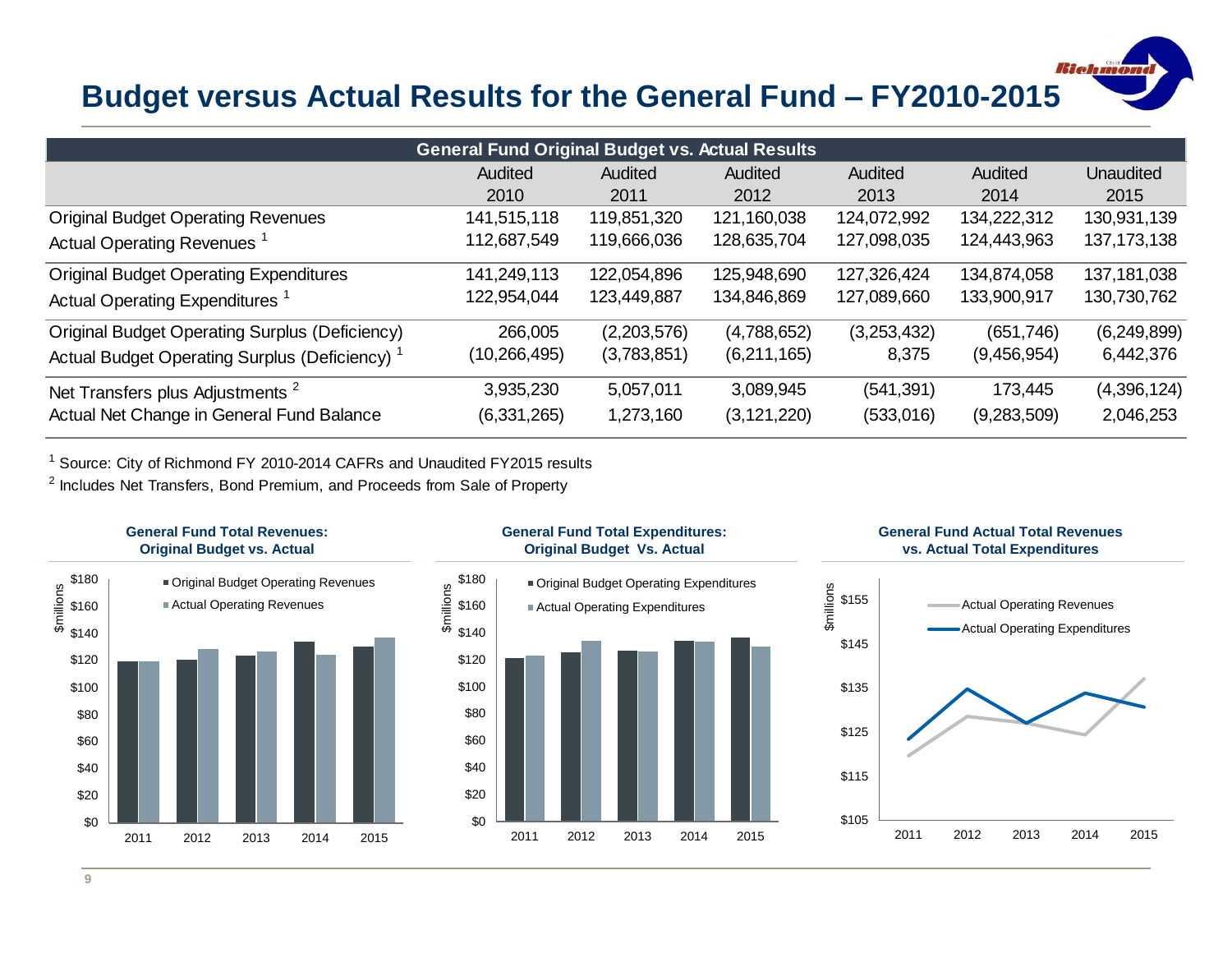# Budget versus Actual Results for the General Fund – FY2010-2015

| General Fund Original Budget vs. Actual Results | Audited 2010 | Audited 2011 | Audited 2012 | Audited 2013 | Audited 2014 | Unaudited 2015 |
|---|---|---|---|---|---|---|
| Original Budget Operating Revenues | 141,515,118 | 119,851,320 | 121,160,038 | 124,072,992 | 134,222,312 | 130,931,139 |
| Actual Operating Revenues [1] | 112,687,549 | 119,666,036 | 128,635,704 | 127,098,035 | 124,443,963 | 137,173,138 |
| Original Budget Operating Expenditures | 141,249,113 | 122,054,896 | 125,948,690 | 127,326,424 | 134,874,058 | 137,181,038 |
| Actual Operating Expenditures [1] | 122,954,044 | 123,449,887 | 134,846,869 | 127,089,660 | 133,900,917 | 130,730,762 |
| Original Budget Operating Surplus (Deficiency) | 266,005 | (2,203,576) | (4,788,652) | (3,253,432) | (651,746) | (6,249,899) |
| Actual Budget Operating Surplus (Deficiency) [1] | (10,266,495) | (3,783,851) | (6,211,165) | 8,375 | (9,456,954) | 6,442,376 |
| Net Transfers plus Adjustments [2] | 3,935,230 | 5,057,011 | 3,089,945 | (541,391) | 173,445 | (4,396,124) |
| Actual Net Change in General Fund Balance | (6,331,265) | 1,273,160 | (3,121,220) | (533,016) | (9,283,509) | 2,046,253 |

[1] Source: City of Richmond FY 2010-2014 CAFRs and Unaudited FY2015 results

[2] Includes Net Transfers, Bond Premium, and Proceeds from Sale of Property

**General Fund Total Revenues: Original Budget vs. Actual**

**General Fund Total Expenditures: Original Budget Vs. Actual**

**General Fund Actual Total Revenues vs. Actual Total Expenditures**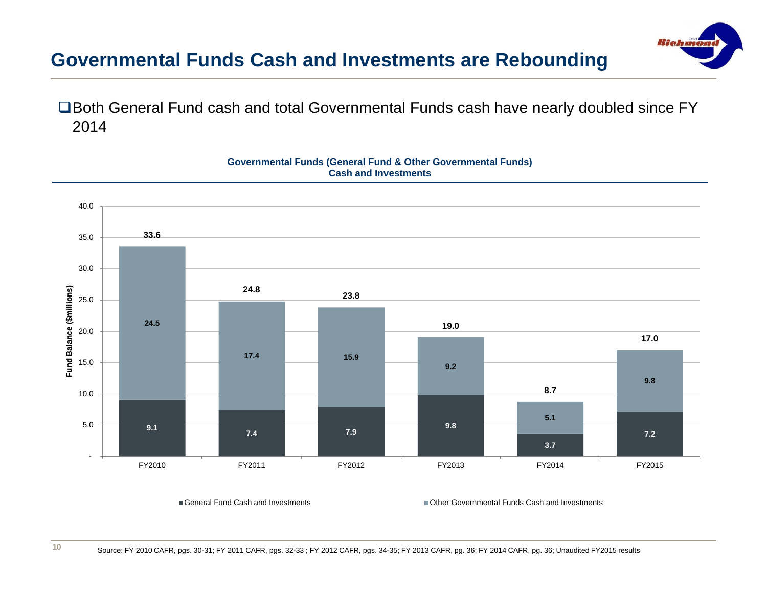# Governmental Funds Cash and Investments are Rebounding

- Both General Fund cash and total Governmental Funds cash have nearly doubled since FY 2014

**Governmental Funds (General Fund & Other Governmental Funds) Cash and Investments**

Fund Balance ($millions)

| | FY2010 | FY2011 | FY2012 | FY2013 | FY2014 | FY2015 |
|---|---|---|---|---|---|---|
| General Fund Cash and Investments | 9.1 | 7.4 | 7.9 | 9.8 | 3.7 | 7.2 |
| Other Governmental Funds Cash and Investments | 24.5 | 17.4 | 15.9 | 9.2 | 5.1 | 9.8 |
| Total | 33.6 | 24.8 | 23.8 | 19.0 | 8.7 | 17.0 |

Source: FY 2010 CAFR, pgs. 30-31; FY 2011 CAFR, pgs. 32-33 ; FY 2012 CAFR, pgs. 34-35; FY 2013 CAFR, pg. 36; FY 2014 CAFR, pg. 36; Unaudited FY2015 results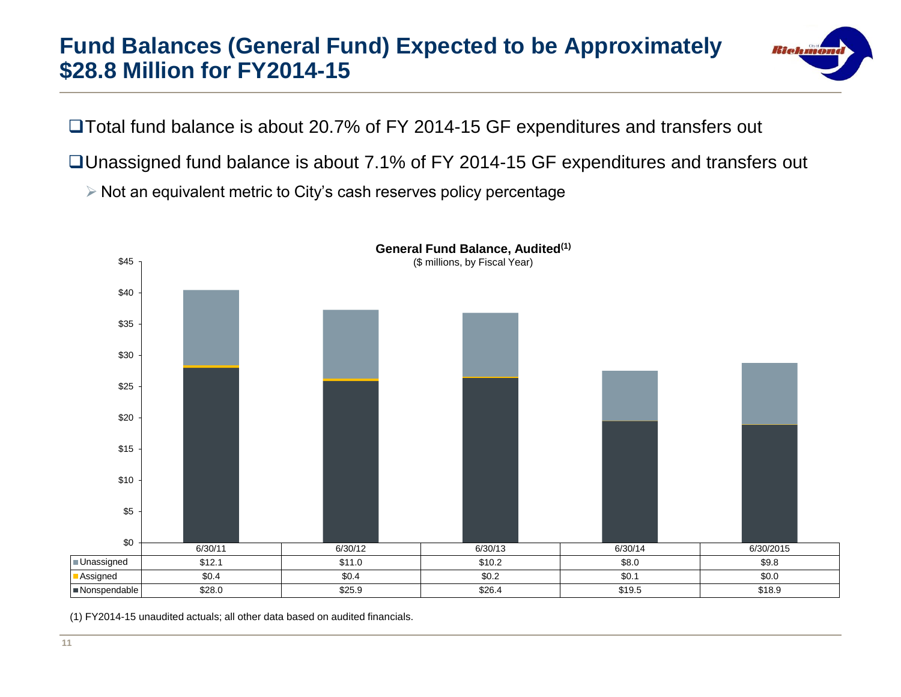# Fund Balances (General Fund) Expected to be Approximately $28.8 Million for FY2014-15

- Total fund balance is about 20.7% of FY 2014-15 GF expenditures and transfers out
- Unassigned fund balance is about 7.1% of FY 2014-15 GF expenditures and transfers out
  - Not an equivalent metric to City's cash reserves policy percentage

**General Fund Balance, Audited(1)**

($ millions, by Fiscal Year)

| | 6/30/11 | 6/30/12 | 6/30/13 | 6/30/14 | 6/30/2015 |
|---|---|---|---|---|---|
| Unassigned | $12.1 | $11.0 | $10.2 | $8.0 | $9.8 |
| Assigned | $0.4 | $0.4 | $0.2 | $0.1 | $0.0 |
| Nonspendable | $28.0 | $25.9 | $26.4 | $19.5 | $18.9 |

(1) FY2014-15 unaudited actuals; all other data based on audited financials.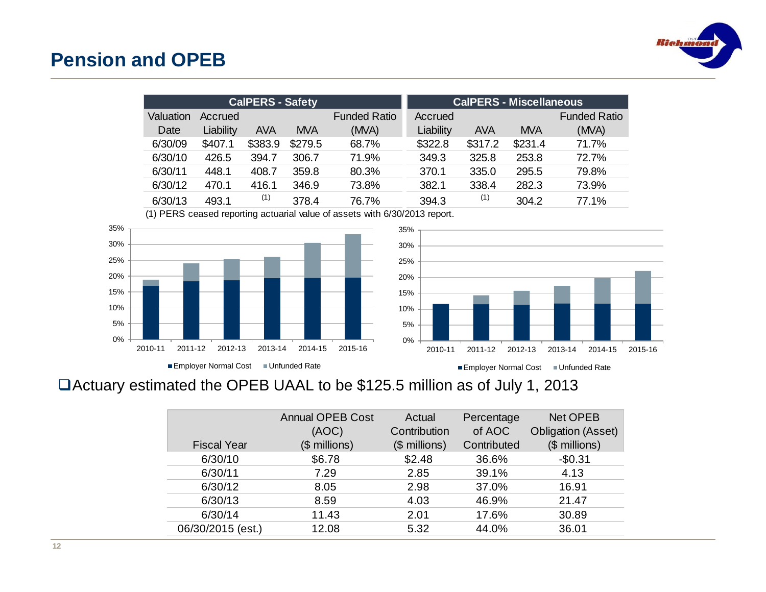## Pension and OPEB

| | CalPERS - Safety | | | | CalPERS - Miscellaneous | | | |
|---|---|---|---|---|---|---|---|---|
| Valuation Date | Accrued Liability | AVA | MVA | Funded Ratio (MVA) | Accrued Liability | AVA | MVA | Funded Ratio (MVA) |
| 6/30/09 | $407.1 | $383.9 | $279.5 | 68.7% | $322.8 | $317.2 | $231.4 | 71.7% |
| 6/30/10 | 426.5 | 394.7 | 306.7 | 71.9% | 349.3 | 325.8 | 253.8 | 72.7% |
| 6/30/11 | 448.1 | 408.7 | 359.8 | 80.3% | 370.1 | 335.0 | 295.5 | 79.8% |
| 6/30/12 | 470.1 | 416.1 | 346.9 | 73.8% | 382.1 | 338.4 | 282.3 | 73.9% |
| 6/30/13 | 493.1 | (1) | 378.4 | 76.7% | 394.3 | (1) | 304.2 | 77.1% |

(1) PERS ceased reporting actuarial value of assets with 6/30/2013 report.

- Actuary estimated the OPEB UAAL to be $125.5 million as of July 1, 2013

| Fiscal Year | Annual OPEB Cost (AOC) ($ millions) | Actual Contribution ($ millions) | Percentage of AOC Contributed | Net OPEB Obligation (Asset) ($ millions) |
|---|---|---|---|---|
| 6/30/10 | $6.78 | $2.48 | 36.6% | -$0.31 |
| 6/30/11 | 7.29 | 2.85 | 39.1% | 4.13 |
| 6/30/12 | 8.05 | 2.98 | 37.0% | 16.91 |
| 6/30/13 | 8.59 | 4.03 | 46.9% | 21.47 |
| 6/30/14 | 11.43 | 2.01 | 17.6% | 30.89 |
| 06/30/2015 (est.) | 12.08 | 5.32 | 44.0% | 36.01 |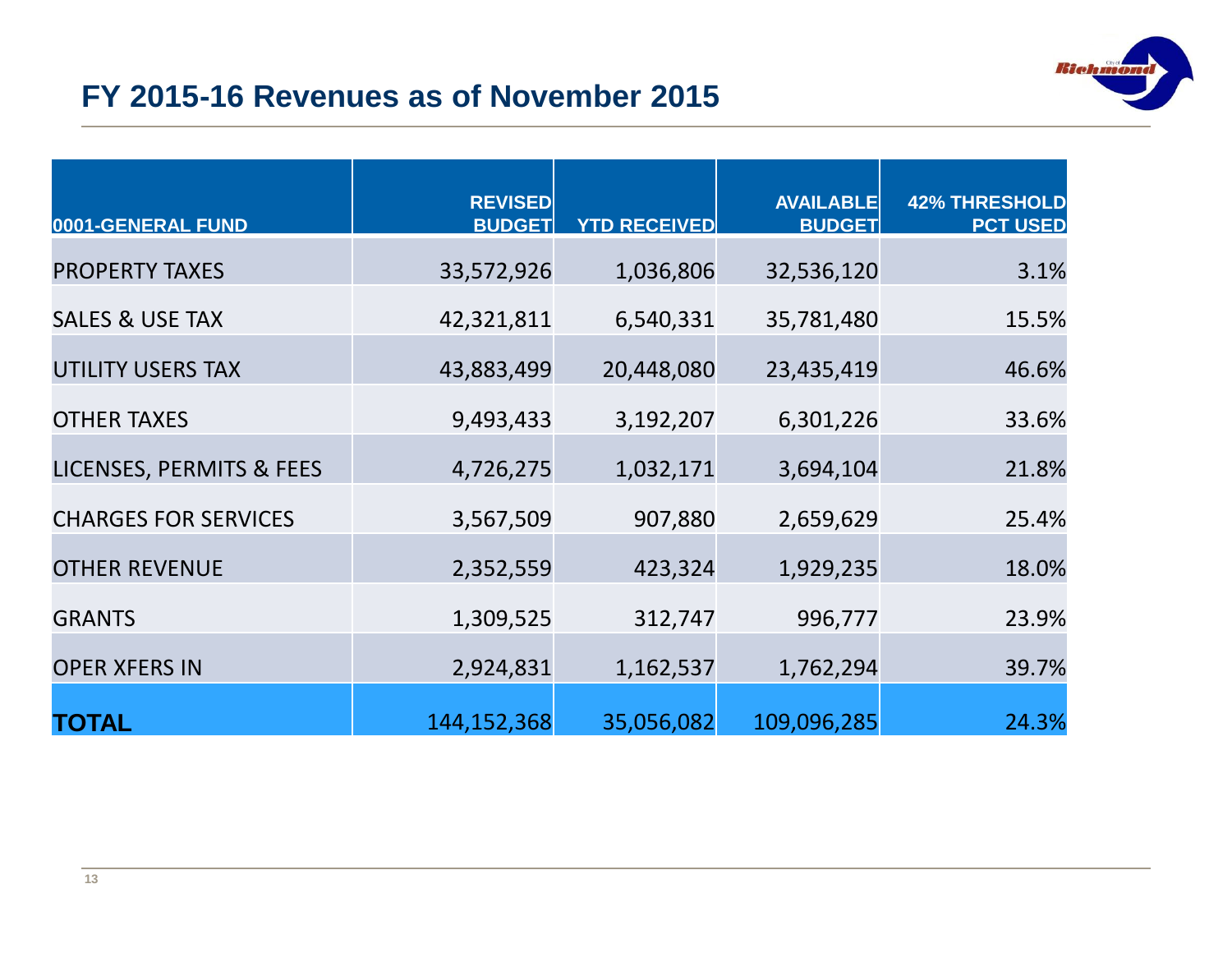# FY 2015-16 Revenues as of November 2015

| 0001-GENERAL FUND | REVISED BUDGET | YTD RECEIVED | AVAILABLE BUDGET | 42% THRESHOLD PCT USED |
|---|---|---|---|---|
| PROPERTY TAXES | 33,572,926 | 1,036,806 | 32,536,120 | 3.1% |
| SALES & USE TAX | 42,321,811 | 6,540,331 | 35,781,480 | 15.5% |
| UTILITY USERS TAX | 43,883,499 | 20,448,080 | 23,435,419 | 46.6% |
| OTHER TAXES | 9,493,433 | 3,192,207 | 6,301,226 | 33.6% |
| LICENSES, PERMITS & FEES | 4,726,275 | 1,032,171 | 3,694,104 | 21.8% |
| CHARGES FOR SERVICES | 3,567,509 | 907,880 | 2,659,629 | 25.4% |
| OTHER REVENUE | 2,352,559 | 423,324 | 1,929,235 | 18.0% |
| GRANTS | 1,309,525 | 312,747 | 996,777 | 23.9% |
| OPER XFERS IN | 2,924,831 | 1,162,537 | 1,762,294 | 39.7% |
| **TOTAL** | 144,152,368 | 35,056,082 | 109,096,285 | 24.3% |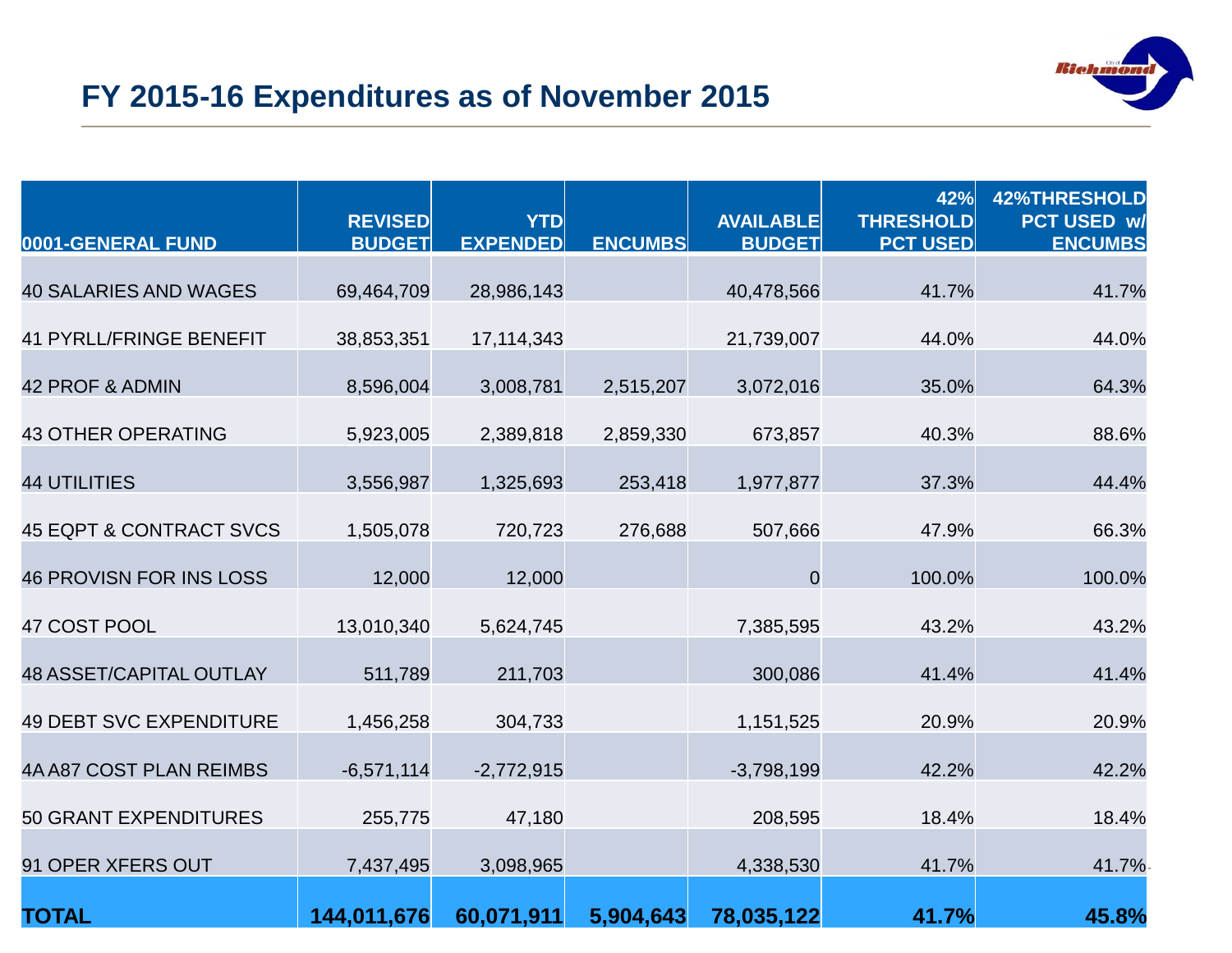# FY 2015-16 Expenditures as of November 2015

| 0001-GENERAL FUND | REVISED BUDGET | YTD EXPENDED | ENCUMBS | AVAILABLE BUDGET | 42% THRESHOLD PCT USED | 42%THRESHOLD PCT USED w/ ENCUMBS |
|---|---|---|---|---|---|---|
| 40 SALARIES AND WAGES | 69,464,709 | 28,986,143 | | 40,478,566 | 41.7% | 41.7% |
| 41 PYRLL/FRINGE BENEFIT | 38,853,351 | 17,114,343 | | 21,739,007 | 44.0% | 44.0% |
| 42 PROF & ADMIN | 8,596,004 | 3,008,781 | 2,515,207 | 3,072,016 | 35.0% | 64.3% |
| 43 OTHER OPERATING | 5,923,005 | 2,389,818 | 2,859,330 | 673,857 | 40.3% | 88.6% |
| 44 UTILITIES | 3,556,987 | 1,325,693 | 253,418 | 1,977,877 | 37.3% | 44.4% |
| 45 EQPT & CONTRACT SVCS | 1,505,078 | 720,723 | 276,688 | 507,666 | 47.9% | 66.3% |
| 46 PROVISN FOR INS LOSS | 12,000 | 12,000 | | 0 | 100.0% | 100.0% |
| 47 COST POOL | 13,010,340 | 5,624,745 | | 7,385,595 | 43.2% | 43.2% |
| 48 ASSET/CAPITAL OUTLAY | 511,789 | 211,703 | | 300,086 | 41.4% | 41.4% |
| 49 DEBT SVC EXPENDITURE | 1,456,258 | 304,733 | | 1,151,525 | 20.9% | 20.9% |
| 4A A87 COST PLAN REIMBS | -6,571,114 | -2,772,915 | | -3,798,199 | 42.2% | 42.2% |
| 50 GRANT EXPENDITURES | 255,775 | 47,180 | | 208,595 | 18.4% | 18.4% |
| 91 OPER XFERS OUT | 7,437,495 | 3,098,965 | | 4,338,530 | 41.7% | 41.7% |
| **TOTAL** | **144,011,676** | **60,071,911** | **5,904,643** | **78,035,122** | **41.7%** | **45.8%** |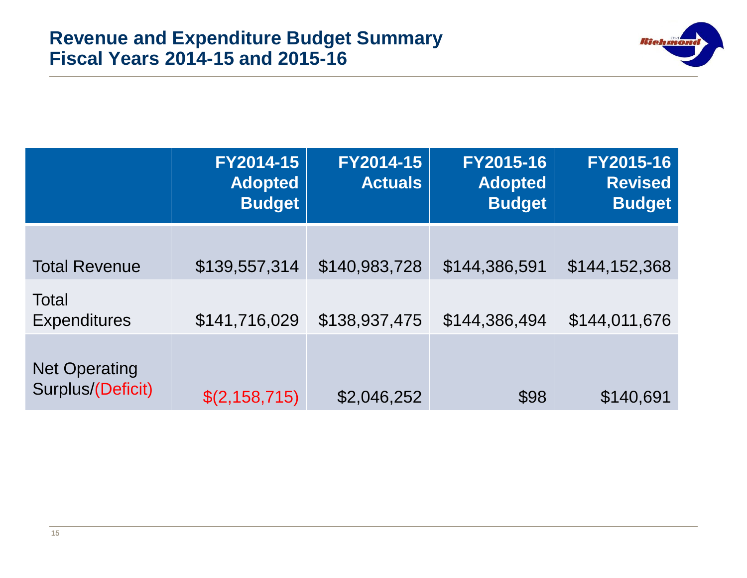# Revenue and Expenditure Budget Summary Fiscal Years 2014-15 and 2015-16

| | FY2014-15 Adopted Budget | FY2014-15 Actuals | FY2015-16 Adopted Budget | FY2015-16 Revised Budget |
|---|---|---|---|---|
| Total Revenue | $139,557,314 | $140,983,728 | $144,386,591 | $144,152,368 |
| Total Expenditures | $141,716,029 | $138,937,475 | $144,386,494 | $144,011,676 |
| Net Operating Surplus/(Deficit) | $(2,158,715) | $2,046,252 | $98 | $140,691 |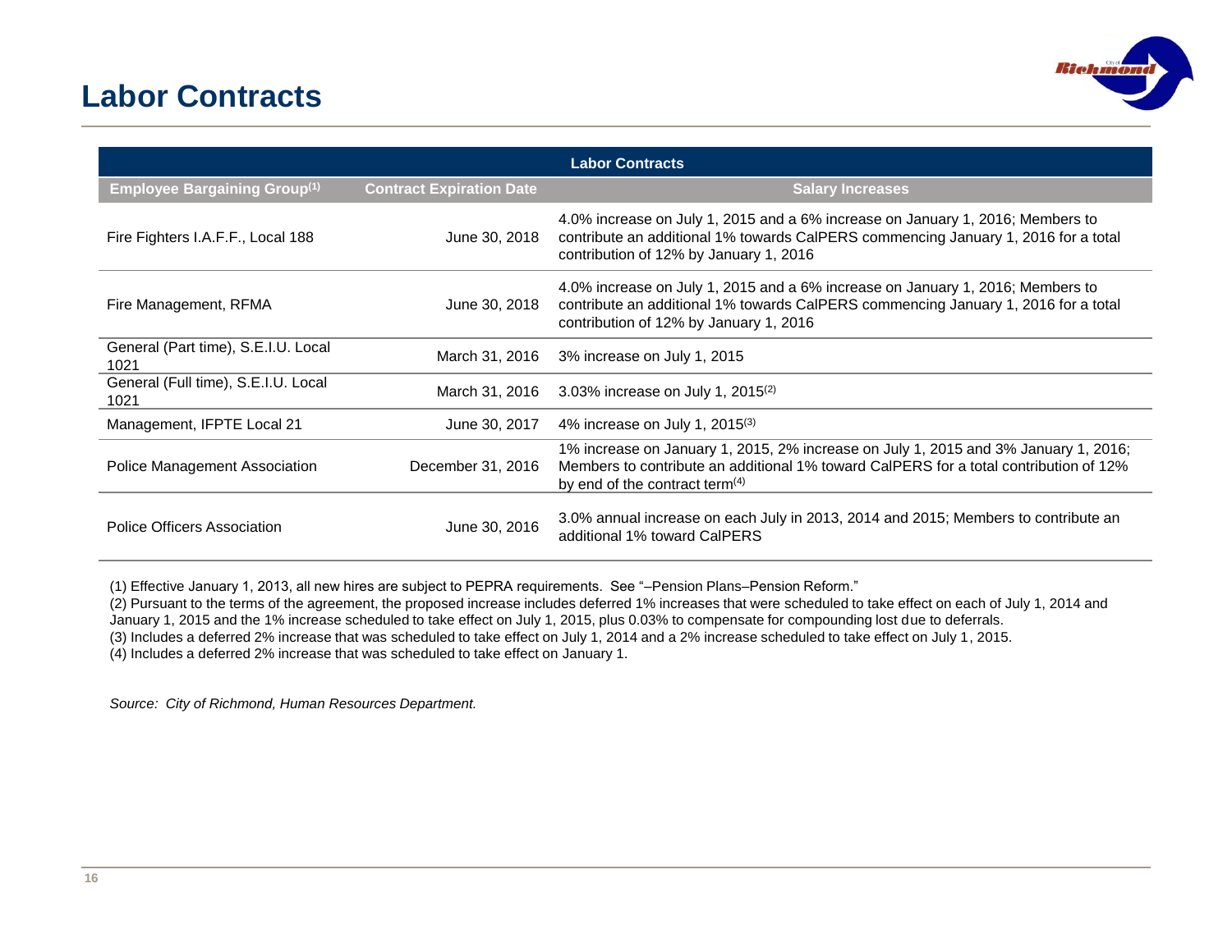# Labor Contracts

| Labor Contracts | | |
|---|---|---|
| **Employee Bargaining Group**[1] | **Contract Expiration Date** | **Salary Increases** |
| Fire Fighters I.A.F.F., Local 188 | June 30, 2018 | 4.0% increase on July 1, 2015 and a 6% increase on January 1, 2016; Members to contribute an additional 1% towards CalPERS commencing January 1, 2016 for a total contribution of 12% by January 1, 2016 |
| Fire Management, RFMA | June 30, 2018 | 4.0% increase on July 1, 2015 and a 6% increase on January 1, 2016; Members to contribute an additional 1% towards CalPERS commencing January 1, 2016 for a total contribution of 12% by January 1, 2016 |
| General (Part time), S.E.I.U. Local 1021 | March 31, 2016 | 3% increase on July 1, 2015 |
| General (Full time), S.E.I.U. Local 1021 | March 31, 2016 | 3.03% increase on July 1, 2015[2] |
| Management, IFPTE Local 21 | June 30, 2017 | 4% increase on July 1, 2015[3] |
| Police Management Association | December 31, 2016 | 1% increase on January 1, 2015, 2% increase on July 1, 2015 and 3% January 1, 2016; Members to contribute an additional 1% toward CalPERS for a total contribution of 12% by end of the contract term[4] |
| Police Officers Association | June 30, 2016 | 3.0% annual increase on each July in 2013, 2014 and 2015; Members to contribute an additional 1% toward CalPERS |

(1) Effective January 1, 2013, all new hires are subject to PEPRA requirements. See "–Pension Plans–Pension Reform."

(2) Pursuant to the terms of the agreement, the proposed increase includes deferred 1% increases that were scheduled to take effect on each of July 1, 2014 and January 1, 2015 and the 1% increase scheduled to take effect on July 1, 2015, plus 0.03% to compensate for compounding lost due to deferrals.

(3) Includes a deferred 2% increase that was scheduled to take effect on July 1, 2014 and a 2% increase scheduled to take effect on July 1, 2015.

(4) Includes a deferred 2% increase that was scheduled to take effect on January 1.

*Source: City of Richmond, Human Resources Department.*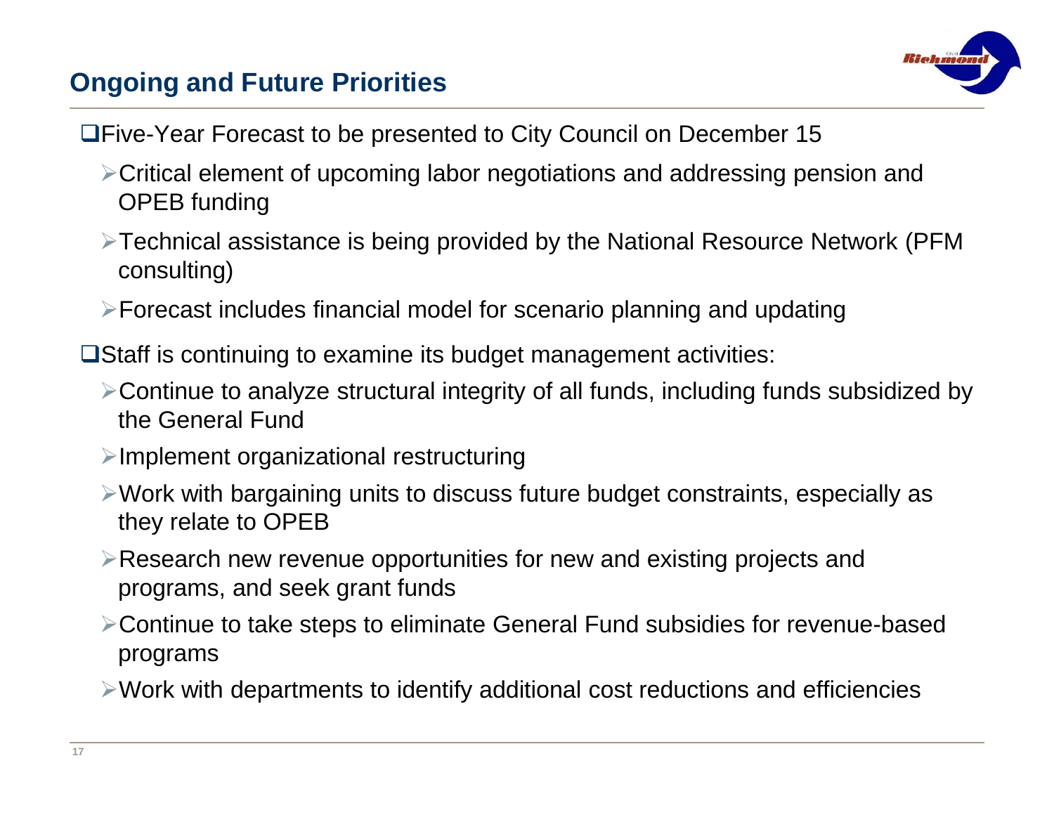## Ongoing and Future Priorities

- Five-Year Forecast to be presented to City Council on December 15
  - Critical element of upcoming labor negotiations and addressing pension and OPEB funding
  - Technical assistance is being provided by the National Resource Network (PFM consulting)
  - Forecast includes financial model for scenario planning and updating
- Staff is continuing to examine its budget management activities:
  - Continue to analyze structural integrity of all funds, including funds subsidized by the General Fund
  - Implement organizational restructuring
  - Work with bargaining units to discuss future budget constraints, especially as they relate to OPEB
  - Research new revenue opportunities for new and existing projects and programs, and seek grant funds
  - Continue to take steps to eliminate General Fund subsidies for revenue-based programs
  - Work with departments to identify additional cost reductions and efficiencies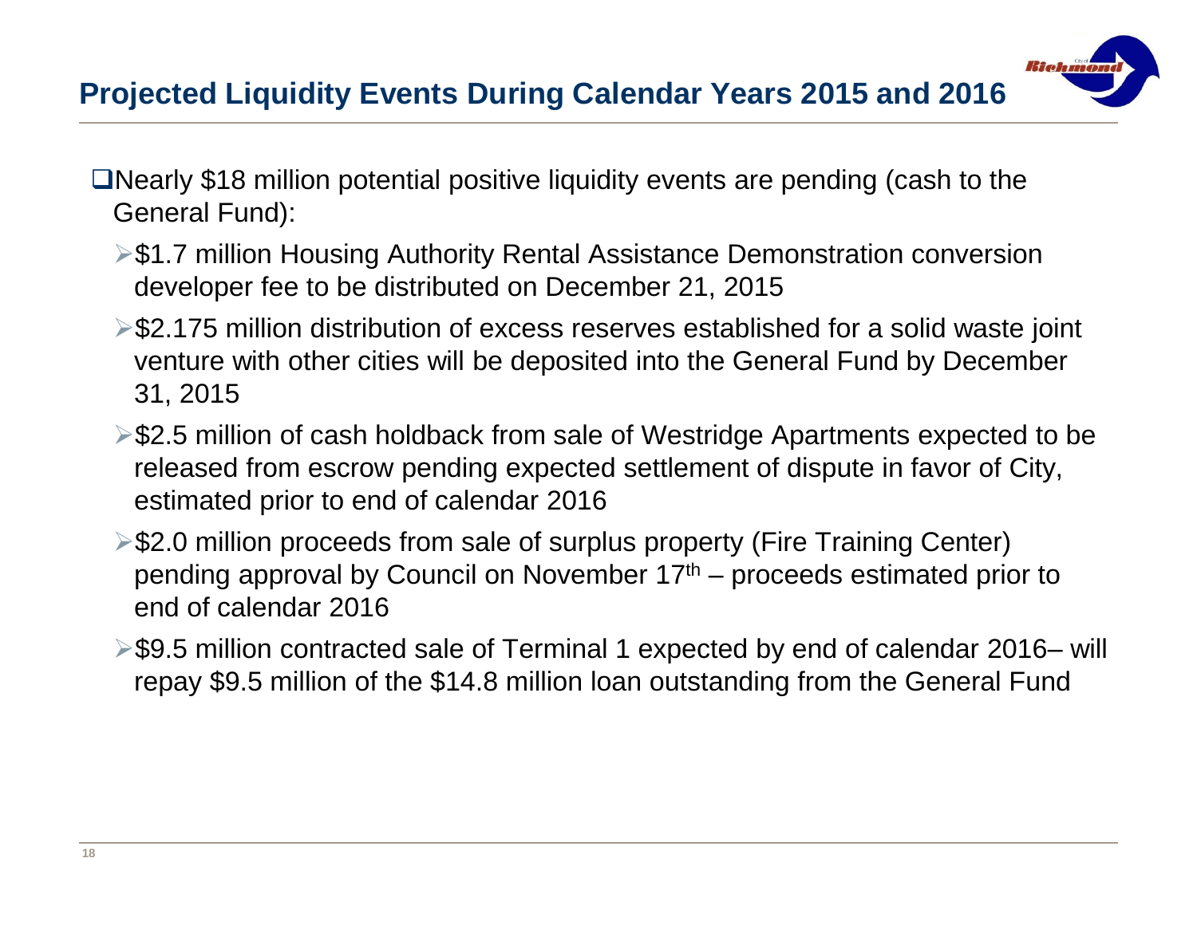## Projected Liquidity Events During Calendar Years 2015 and 2016

- Nearly $18 million potential positive liquidity events are pending (cash to the General Fund):
  - $1.7 million Housing Authority Rental Assistance Demonstration conversion developer fee to be distributed on December 21, 2015
  - $2.175 million distribution of excess reserves established for a solid waste joint venture with other cities will be deposited into the General Fund by December 31, 2015
  - $2.5 million of cash holdback from sale of Westridge Apartments expected to be released from escrow pending expected settlement of dispute in favor of City, estimated prior to end of calendar 2016
  - $2.0 million proceeds from sale of surplus property (Fire Training Center) pending approval by Council on November 17th – proceeds estimated prior to end of calendar 2016
  - $9.5 million contracted sale of Terminal 1 expected by end of calendar 2016– will repay $9.5 million of the $14.8 million loan outstanding from the General Fund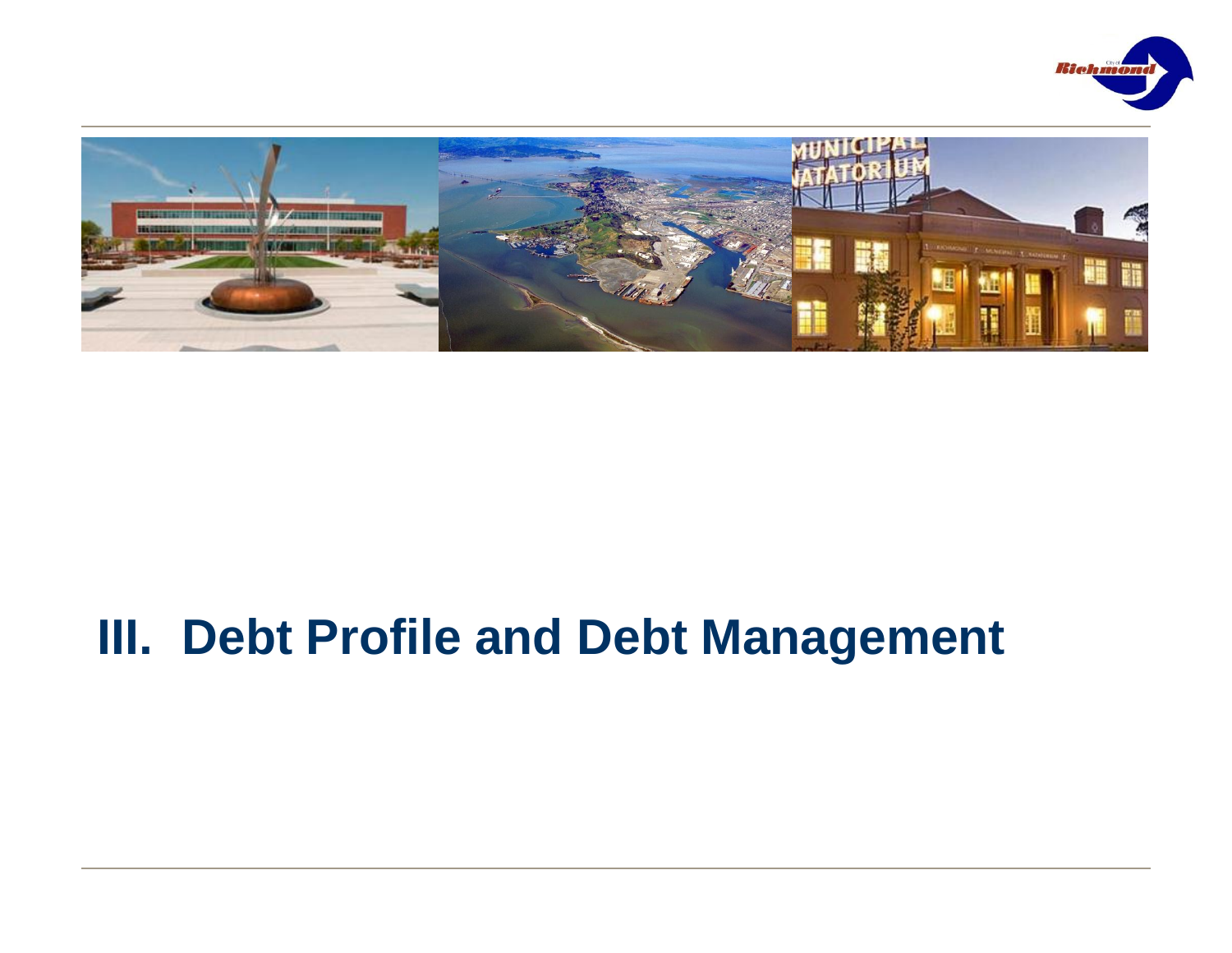# III. Debt Profile and Debt Management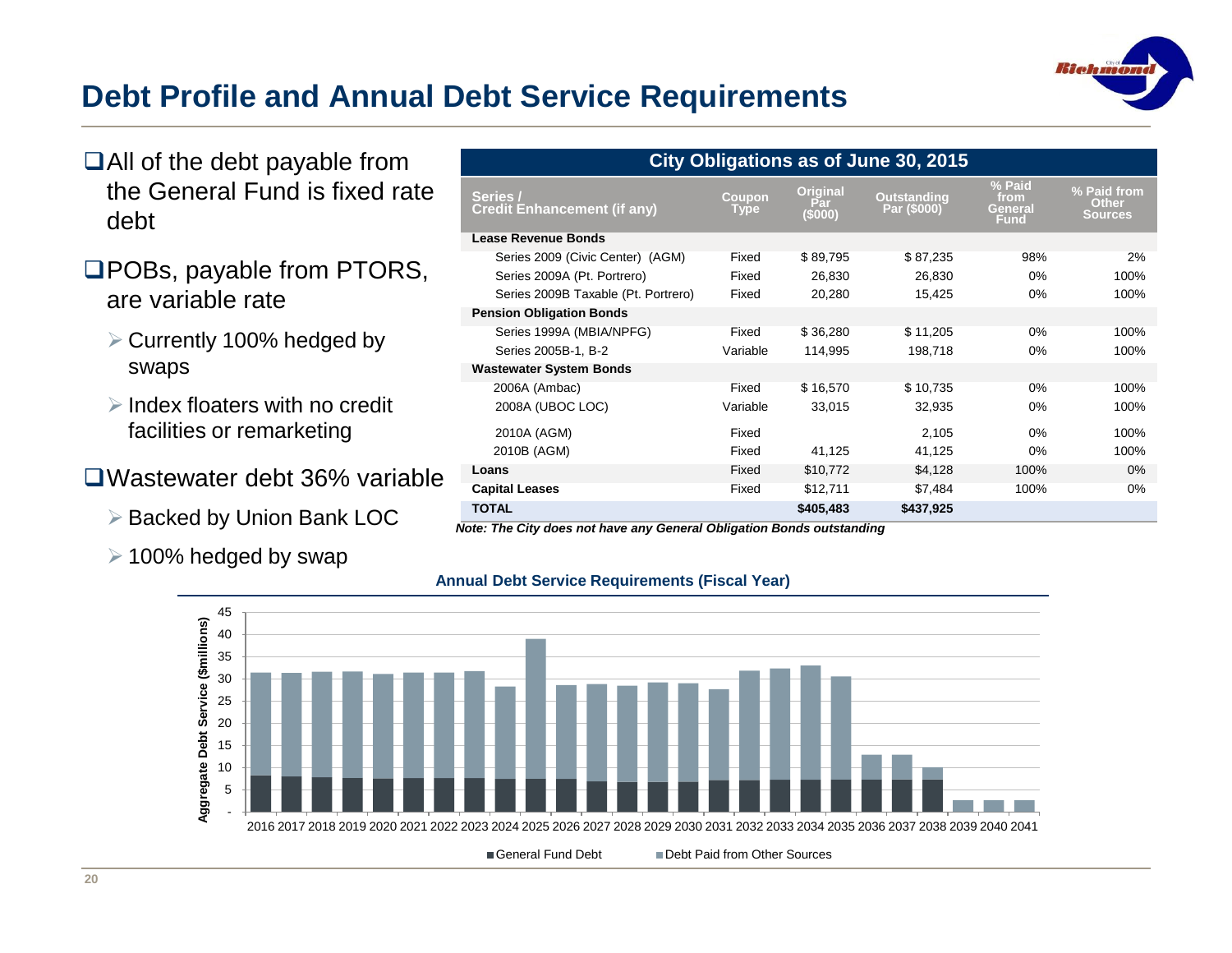# Debt Profile and Annual Debt Service Requirements

- All of the debt payable from the General Fund is fixed rate debt
- POBs, payable from PTORS, are variable rate
  - Currently 100% hedged by swaps
  - Index floaters with no credit facilities or remarketing
- Wastewater debt 36% variable
  - Backed by Union Bank LOC
  - 100% hedged by swap

**City Obligations as of June 30, 2015**

| Series / Credit Enhancement (if any) | Coupon Type | Original Par ($000) | Outstanding Par ($000) | % Paid from General Fund | % Paid from Other Sources |
|---|---|---|---|---|---|
| **Lease Revenue Bonds** | | | | | |
| Series 2009 (Civic Center) (AGM) | Fixed | $ 89,795 | $ 87,235 | 98% | 2% |
| Series 2009A (Pt. Portrero) | Fixed | 26,830 | 26,830 | 0% | 100% |
| Series 2009B Taxable (Pt. Portrero) | Fixed | 20,280 | 15,425 | 0% | 100% |
| **Pension Obligation Bonds** | | | | | |
| Series 1999A (MBIA/NPFG) | Fixed | $ 36,280 | $ 11,205 | 0% | 100% |
| Series 2005B-1, B-2 | Variable | 114,995 | 198,718 | 0% | 100% |
| **Wastewater System Bonds** | | | | | |
| 2006A (Ambac) | Fixed | $ 16,570 | $ 10,735 | 0% | 100% |
| 2008A (UBOC LOC) | Variable | 33,015 | 32,935 | 0% | 100% |
| 2010A (AGM) | Fixed | | 2,105 | 0% | 100% |
| 2010B (AGM) | Fixed | 41,125 | 41,125 | 0% | 100% |
| **Loans** | Fixed | $10,772 | $4,128 | 100% | 0% |
| **Capital Leases** | Fixed | $12,711 | $7,484 | 100% | 0% |
| **TOTAL** | | **$405,483** | **$437,925** | | |

*Note: The City does not have any General Obligation Bonds outstanding*

**Annual Debt Service Requirements (Fiscal Year)**

Aggregate Debt Service ($millions) by fiscal year 2016–2041; legend: General Fund Debt, Debt Paid from Other Sources.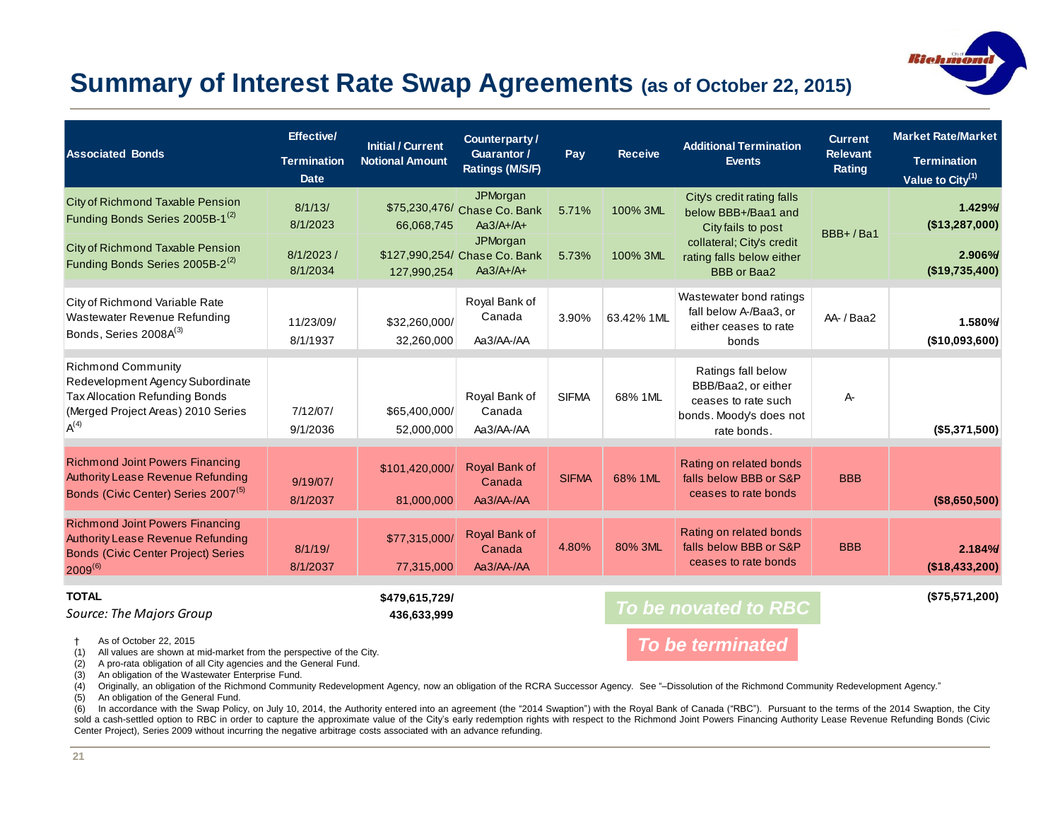# Summary of Interest Rate Swap Agreements (as of October 22, 2015)

| Associated Bonds | Effective/ Termination Date | Initial / Current Notional Amount | Counterparty / Guarantor / Ratings (M/S/F) | Pay | Receive | Additional Termination Events | Current Relevant Rating | Market Rate/Market Termination Value to City[1] |
|---|---|---|---|---|---|---|---|---|
| City of Richmond Taxable Pension Funding Bonds Series 2005B-1[2] | 8/1/13/ 8/1/2023 | $75,230,476/ 66,068,745 | JPMorgan Chase Co. Bank Aa3/A+/A+ | 5.71% | 100% 3ML | City's credit rating falls below BBB+/Baa1 and City fails to post collateral; City's credit rating falls below either BBB or Baa2 | BBB+ / Ba1 | 1.429%/ ($13,287,000) |
| City of Richmond Taxable Pension Funding Bonds Series 2005B-2[2] | 8/1/2023 / 8/1/2034 | $127,990,254/ 127,990,254 | JPMorgan Chase Co. Bank Aa3/A+/A+ | 5.73% | 100% 3ML | | | 2.906%/ ($19,735,400) |
| City of Richmond Variable Rate Wastewater Revenue Refunding Bonds, Series 2008A[3] | 11/23/09/ 8/1/1937 | $32,260,000/ 32,260,000 | Royal Bank of Canada Aa3/AA-/AA | 3.90% | 63.42% 1ML | Wastewater bond ratings fall below A-/Baa3, or either ceases to rate bonds | AA- / Baa2 | 1.580%/ ($10,093,600) |
| Richmond Community Redevelopment Agency Subordinate Tax Allocation Refunding Bonds (Merged Project Areas) 2010 Series A[4] | 7/12/07/ 9/1/2036 | $65,400,000/ 52,000,000 | Royal Bank of Canada Aa3/AA-/AA | SIFMA | 68% 1ML | Ratings fall below BBB/Baa2, or either ceases to rate such bonds. Moody's does not rate bonds. | A- | ($5,371,500) |
| Richmond Joint Powers Financing Authority Lease Revenue Refunding Bonds (Civic Center) Series 2007[5] | 9/19/07/ 8/1/2037 | $101,420,000/ 81,000,000 | Royal Bank of Canada Aa3/AA-/AA | SIFMA | 68% 1ML | Rating on related bonds falls below BBB or S&P ceases to rate bonds | BBB | ($8,650,500) |
| Richmond Joint Powers Financing Authority Lease Revenue Refunding Bonds (Civic Center Project) Series 2009[6] | 8/1/19/ 8/1/2037 | $77,315,000/ 77,315,000 | Royal Bank of Canada Aa3/AA-/AA | 4.80% | 80% 3ML | Rating on related bonds falls below BBB or S&P ceases to rate bonds | BBB | 2.184%/ ($18,433,200) |
| **TOTAL** | | **$479,615,729/ 436,633,999** | | | | | | **($75,571,200)** |

*Source: The Majors Group*

*To be novated to RBC*

*To be terminated*

† As of October 22, 2015
(1) All values are shown at mid-market from the perspective of the City.
(2) A pro-rata obligation of all City agencies and the General Fund.
(3) An obligation of the Wastewater Enterprise Fund.
(4) Originally, an obligation of the Richmond Community Redevelopment Agency, now an obligation of the RCRA Successor Agency. See "–Dissolution of the Richmond Community Redevelopment Agency."
(5) An obligation of the General Fund.
(6) In accordance with the Swap Policy, on July 10, 2014, the Authority entered into an agreement (the "2014 Swaption") with the Royal Bank of Canada ("RBC"). Pursuant to the terms of the 2014 Swaption, the City sold a cash-settled option to RBC in order to capture the approximate value of the City's early redemption rights with respect to the Richmond Joint Powers Financing Authority Lease Revenue Refunding Bonds (Civic Center Project), Series 2009 without incurring the negative arbitrage costs associated with an advance refunding.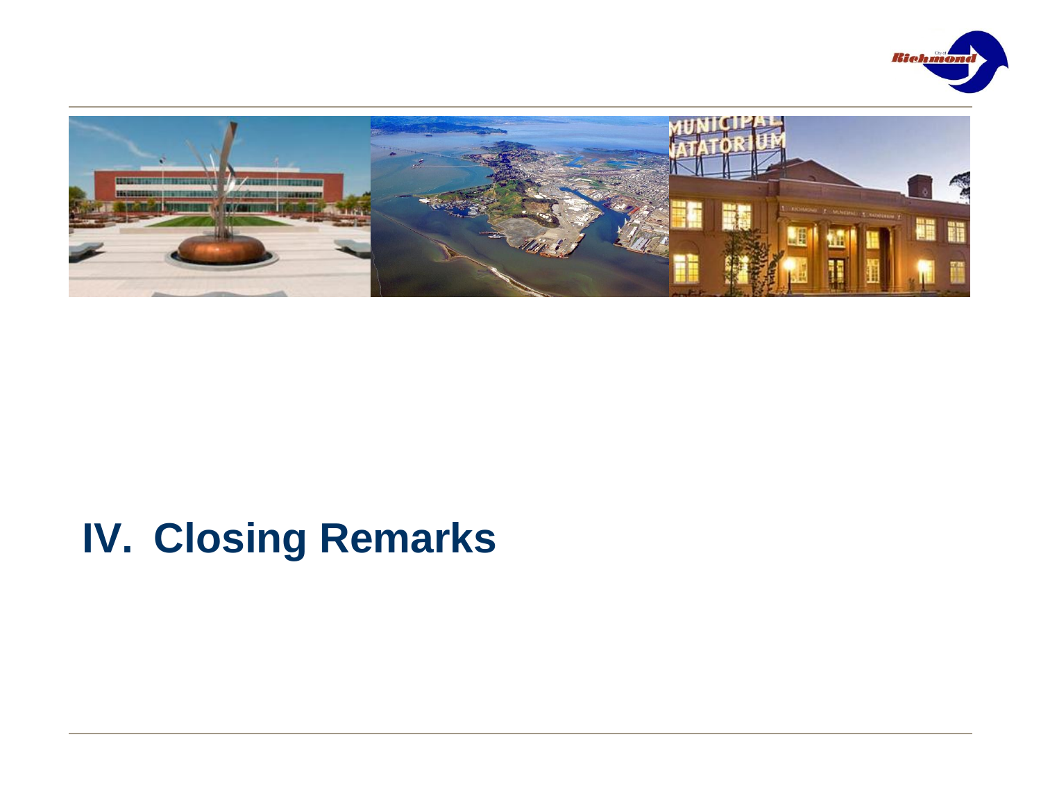# IV. Closing Remarks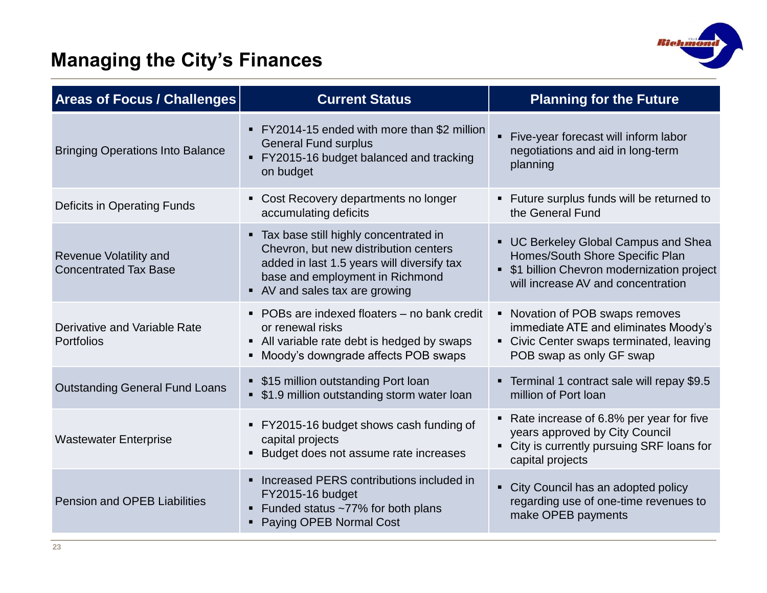# Managing the City's Finances

| Areas of Focus / Challenges | Current Status | Planning for the Future |
|---|---|---|
| Bringing Operations Into Balance | ▪ FY2014-15 ended with more than $2 million General Fund surplus<br>▪ FY2015-16 budget balanced and tracking on budget | ▪ Five-year forecast will inform labor negotiations and aid in long-term planning |
| Deficits in Operating Funds | ▪ Cost Recovery departments no longer accumulating deficits | ▪ Future surplus funds will be returned to the General Fund |
| Revenue Volatility and Concentrated Tax Base | ▪ Tax base still highly concentrated in Chevron, but new distribution centers added in last 1.5 years will diversify tax base and employment in Richmond<br>▪ AV and sales tax are growing | ▪ UC Berkeley Global Campus and Shea Homes/South Shore Specific Plan<br>▪ $1 billion Chevron modernization project will increase AV and concentration |
| Derivative and Variable Rate Portfolios | ▪ POBs are indexed floaters – no bank credit or renewal risks<br>▪ All variable rate debt is hedged by swaps<br>▪ Moody's downgrade affects POB swaps | ▪ Novation of POB swaps removes immediate ATE and eliminates Moody's<br>▪ Civic Center swaps terminated, leaving POB swap as only GF swap |
| Outstanding General Fund Loans | ▪ $15 million outstanding Port loan<br>▪ $1.9 million outstanding storm water loan | ▪ Terminal 1 contract sale will repay $9.5 million of Port loan |
| Wastewater Enterprise | ▪ FY2015-16 budget shows cash funding of capital projects<br>▪ Budget does not assume rate increases | ▪ Rate increase of 6.8% per year for five years approved by City Council<br>▪ City is currently pursuing SRF loans for capital projects |
| Pension and OPEB Liabilities | ▪ Increased PERS contributions included in FY2015-16 budget<br>▪ Funded status ~77% for both plans<br>▪ Paying OPEB Normal Cost | ▪ City Council has an adopted policy regarding use of one-time revenues to make OPEB payments |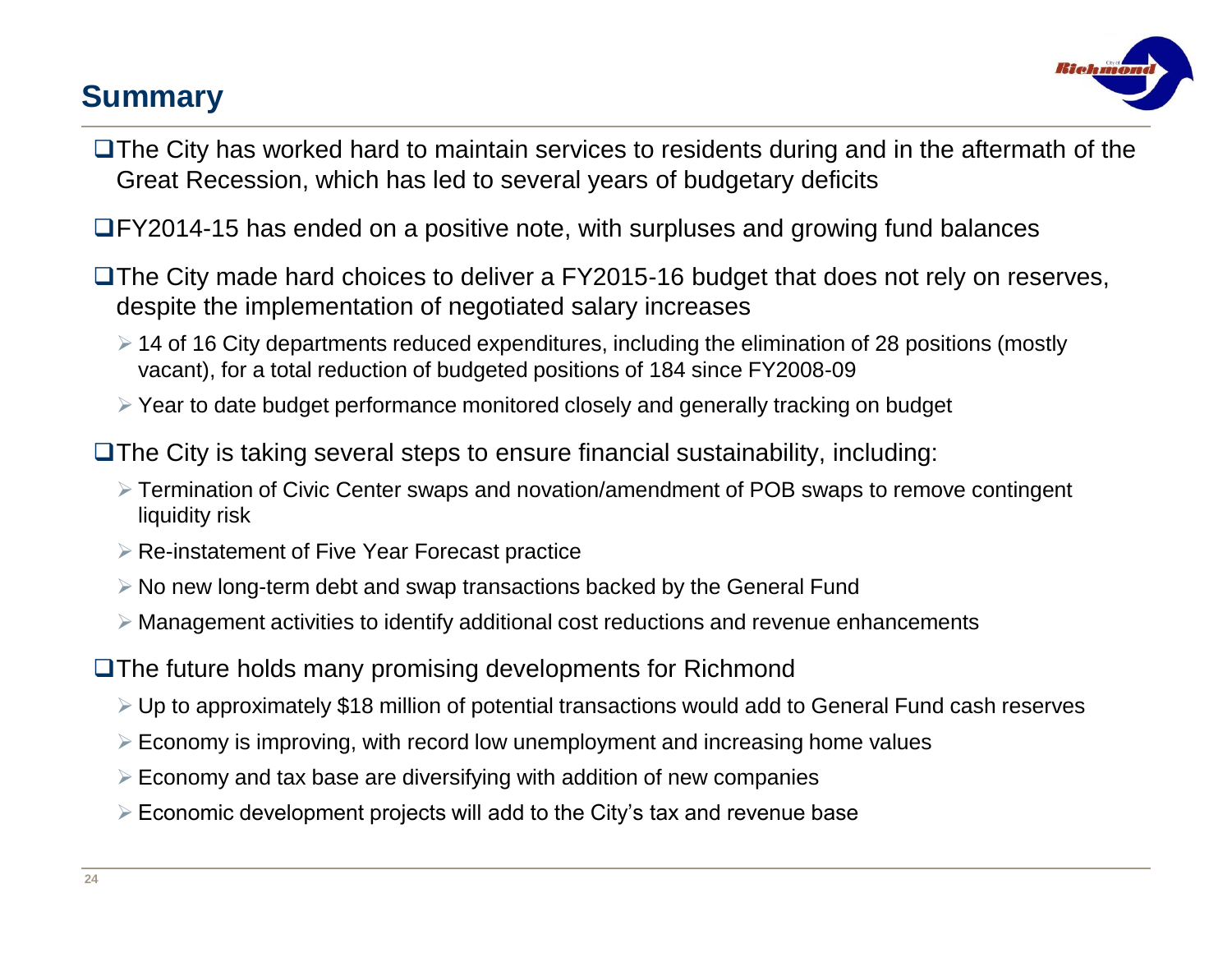## Summary

- The City has worked hard to maintain services to residents during and in the aftermath of the Great Recession, which has led to several years of budgetary deficits
- FY2014-15 has ended on a positive note, with surpluses and growing fund balances
- The City made hard choices to deliver a FY2015-16 budget that does not rely on reserves, despite the implementation of negotiated salary increases
  - 14 of 16 City departments reduced expenditures, including the elimination of 28 positions (mostly vacant), for a total reduction of budgeted positions of 184 since FY2008-09
  - Year to date budget performance monitored closely and generally tracking on budget
- The City is taking several steps to ensure financial sustainability, including:
  - Termination of Civic Center swaps and novation/amendment of POB swaps to remove contingent liquidity risk
  - Re-instatement of Five Year Forecast practice
  - No new long-term debt and swap transactions backed by the General Fund
  - Management activities to identify additional cost reductions and revenue enhancements
- The future holds many promising developments for Richmond
  - Up to approximately $18 million of potential transactions would add to General Fund cash reserves
  - Economy is improving, with record low unemployment and increasing home values
  - Economy and tax base are diversifying with addition of new companies
  - Economic development projects will add to the City's tax and revenue base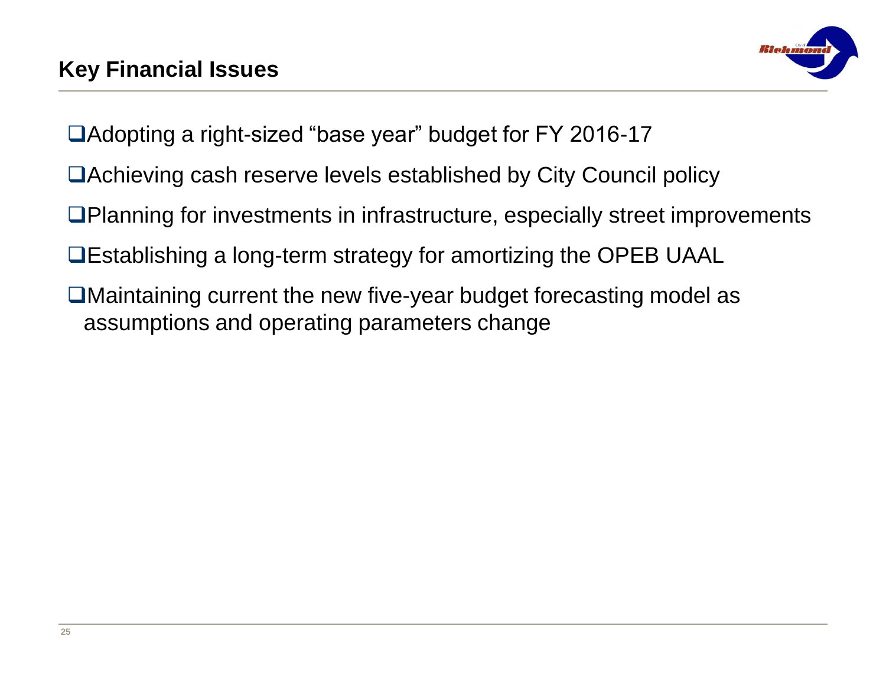## Key Financial Issues

- Adopting a right-sized "base year" budget for FY 2016-17
- Achieving cash reserve levels established by City Council policy
- Planning for investments in infrastructure, especially street improvements
- Establishing a long-term strategy for amortizing the OPEB UAAL
- Maintaining current the new five-year budget forecasting model as assumptions and operating parameters change